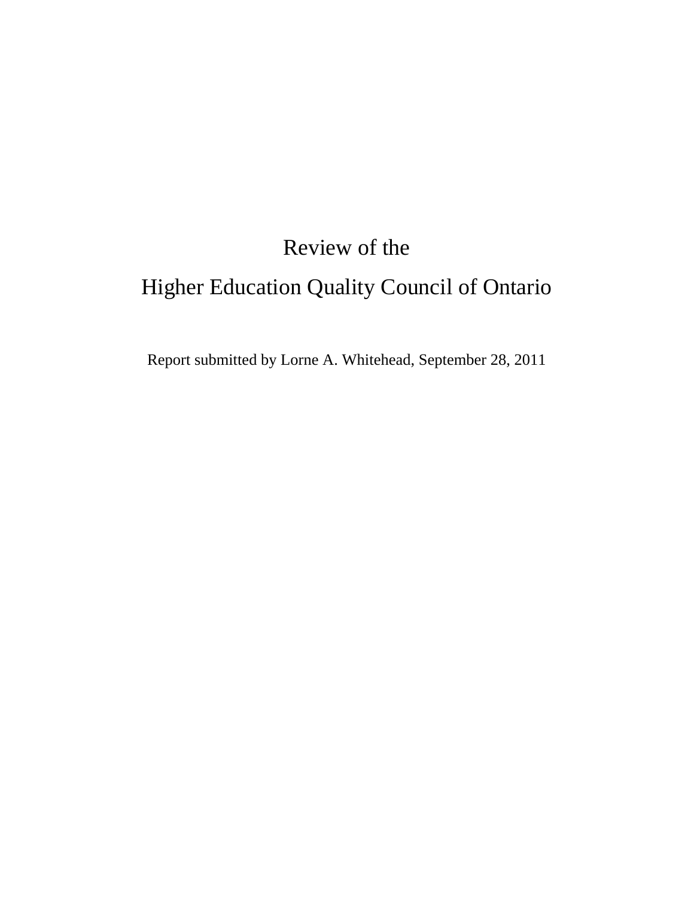# Review of the

# Higher Education Quality Council of Ontario

Report submitted by Lorne A. Whitehead, September 28, 2011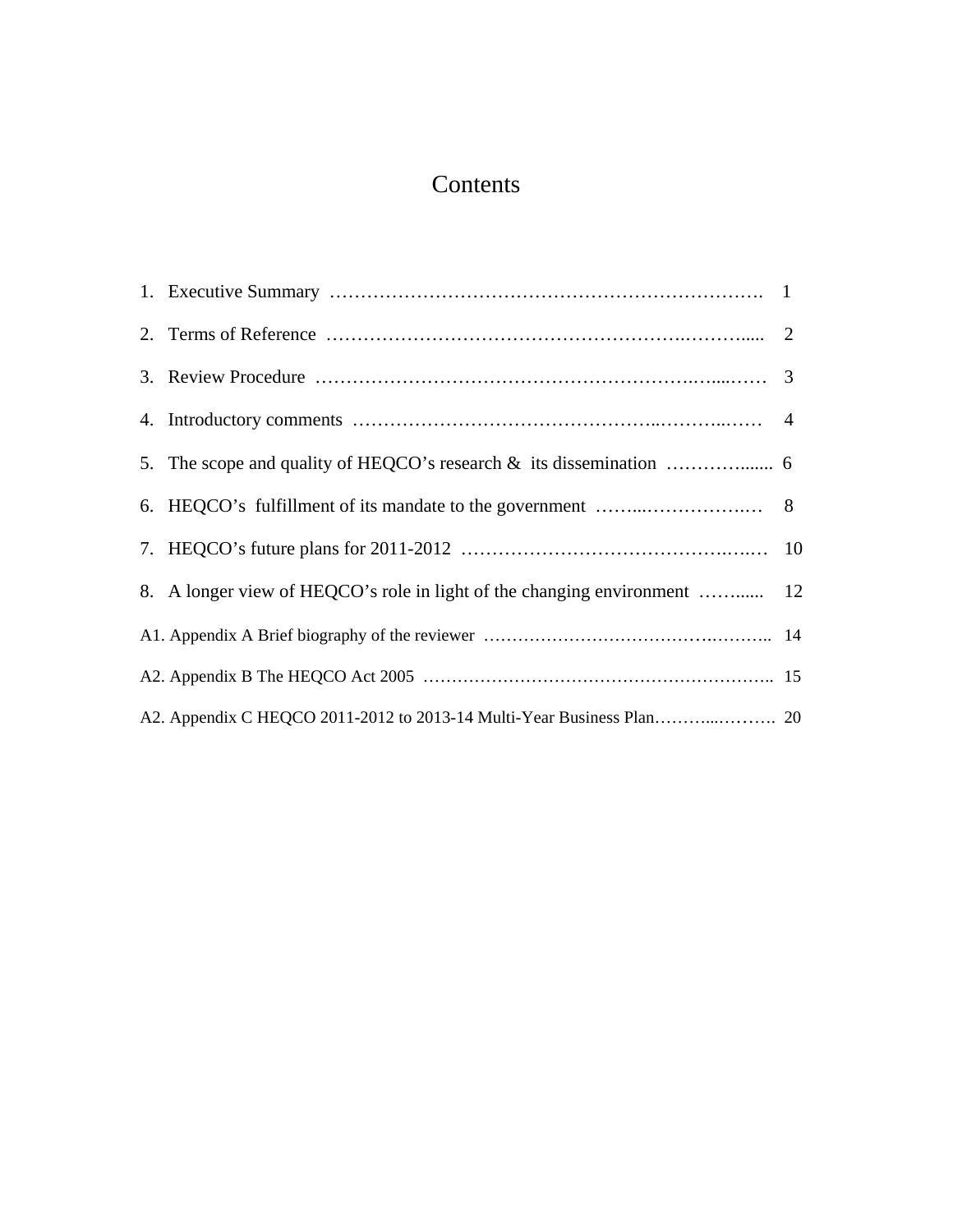# Contents

1. Executive Summary ……………………………………………………………. 1
2. Terms of Reference ……………………………………………….……..... 2
3. Review Procedure …………………………………………………….…....…… 3
4. Introductory comments ………………………………………..………..…… 4
5. The scope and quality of HEQCO's research & its dissemination …………...... 6
6. HEQCO's fulfillment of its mandate to the government ……...…………….… 8
7. HEQCO's future plans for 2011-2012 …………………………………….….… 10
8. A longer view of HEQCO's role in light of the changing environment ……...... 12

A1. Appendix A Brief biography of the reviewer …………………………….……….. 14

A2. Appendix B The HEQCO Act 2005 …………………………………………………….. 15

A2. Appendix C HEQCO 2011-2012 to 2013-14 Multi-Year Business Plan………...………. 20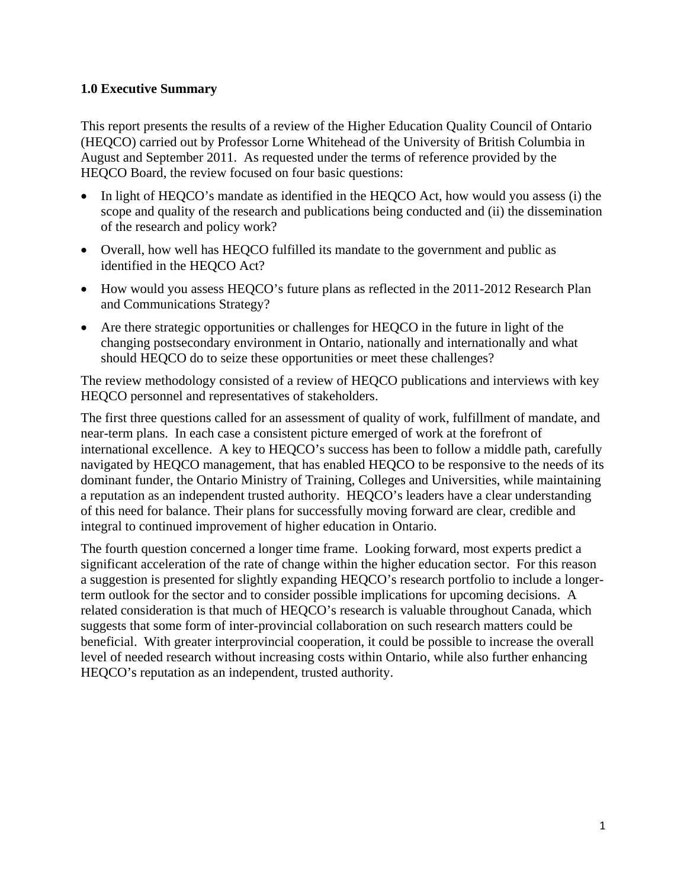## 1.0 Executive Summary

This report presents the results of a review of the Higher Education Quality Council of Ontario (HEQCO) carried out by Professor Lorne Whitehead of the University of British Columbia in August and September 2011. As requested under the terms of reference provided by the HEQCO Board, the review focused on four basic questions:

- In light of HEQCO's mandate as identified in the HEQCO Act, how would you assess (i) the scope and quality of the research and publications being conducted and (ii) the dissemination of the research and policy work?
- Overall, how well has HEQCO fulfilled its mandate to the government and public as identified in the HEQCO Act?
- How would you assess HEQCO's future plans as reflected in the 2011-2012 Research Plan and Communications Strategy?
- Are there strategic opportunities or challenges for HEQCO in the future in light of the changing postsecondary environment in Ontario, nationally and internationally and what should HEQCO do to seize these opportunities or meet these challenges?

The review methodology consisted of a review of HEQCO publications and interviews with key HEQCO personnel and representatives of stakeholders.

The first three questions called for an assessment of quality of work, fulfillment of mandate, and near-term plans. In each case a consistent picture emerged of work at the forefront of international excellence. A key to HEQCO's success has been to follow a middle path, carefully navigated by HEQCO management, that has enabled HEQCO to be responsive to the needs of its dominant funder, the Ontario Ministry of Training, Colleges and Universities, while maintaining a reputation as an independent trusted authority. HEQCO's leaders have a clear understanding of this need for balance. Their plans for successfully moving forward are clear, credible and integral to continued improvement of higher education in Ontario.

The fourth question concerned a longer time frame. Looking forward, most experts predict a significant acceleration of the rate of change within the higher education sector. For this reason a suggestion is presented for slightly expanding HEQCO's research portfolio to include a longer-term outlook for the sector and to consider possible implications for upcoming decisions. A related consideration is that much of HEQCO's research is valuable throughout Canada, which suggests that some form of inter-provincial collaboration on such research matters could be beneficial. With greater interprovincial cooperation, it could be possible to increase the overall level of needed research without increasing costs within Ontario, while also further enhancing HEQCO's reputation as an independent, trusted authority.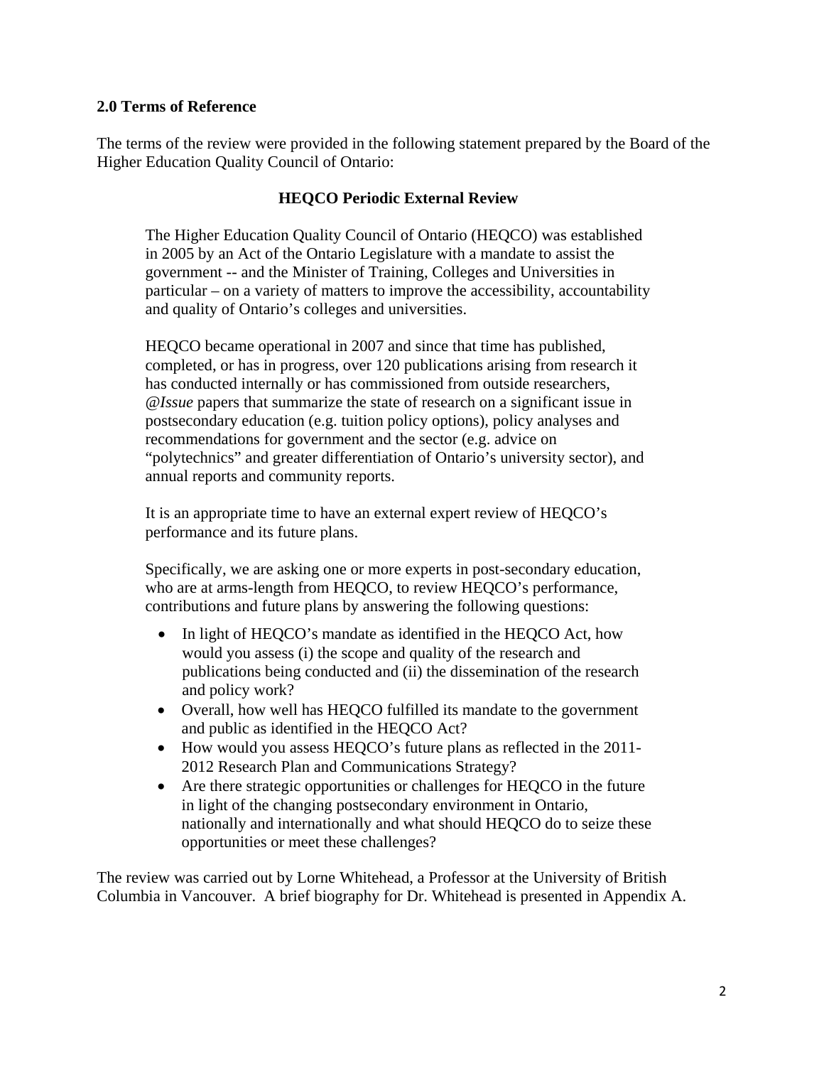## 2.0 Terms of Reference

The terms of the review were provided in the following statement prepared by the Board of the Higher Education Quality Council of Ontario:

**HEQCO Periodic External Review**

> The Higher Education Quality Council of Ontario (HEQCO) was established in 2005 by an Act of the Ontario Legislature with a mandate to assist the government -- and the Minister of Training, Colleges and Universities in particular – on a variety of matters to improve the accessibility, accountability and quality of Ontario's colleges and universities.
>
> HEQCO became operational in 2007 and since that time has published, completed, or has in progress, over 120 publications arising from research it has conducted internally or has commissioned from outside researchers, *@Issue* papers that summarize the state of research on a significant issue in postsecondary education (e.g. tuition policy options), policy analyses and recommendations for government and the sector (e.g. advice on "polytechnics" and greater differentiation of Ontario's university sector), and annual reports and community reports.
>
> It is an appropriate time to have an external expert review of HEQCO's performance and its future plans.
>
> Specifically, we are asking one or more experts in post-secondary education, who are at arms-length from HEQCO, to review HEQCO's performance, contributions and future plans by answering the following questions:
>
> - In light of HEQCO's mandate as identified in the HEQCO Act, how would you assess (i) the scope and quality of the research and publications being conducted and (ii) the dissemination of the research and policy work?
> - Overall, how well has HEQCO fulfilled its mandate to the government and public as identified in the HEQCO Act?
> - How would you assess HEQCO's future plans as reflected in the 2011-2012 Research Plan and Communications Strategy?
> - Are there strategic opportunities or challenges for HEQCO in the future in light of the changing postsecondary environment in Ontario, nationally and internationally and what should HEQCO do to seize these opportunities or meet these challenges?

The review was carried out by Lorne Whitehead, a Professor at the University of British Columbia in Vancouver. A brief biography for Dr. Whitehead is presented in Appendix A.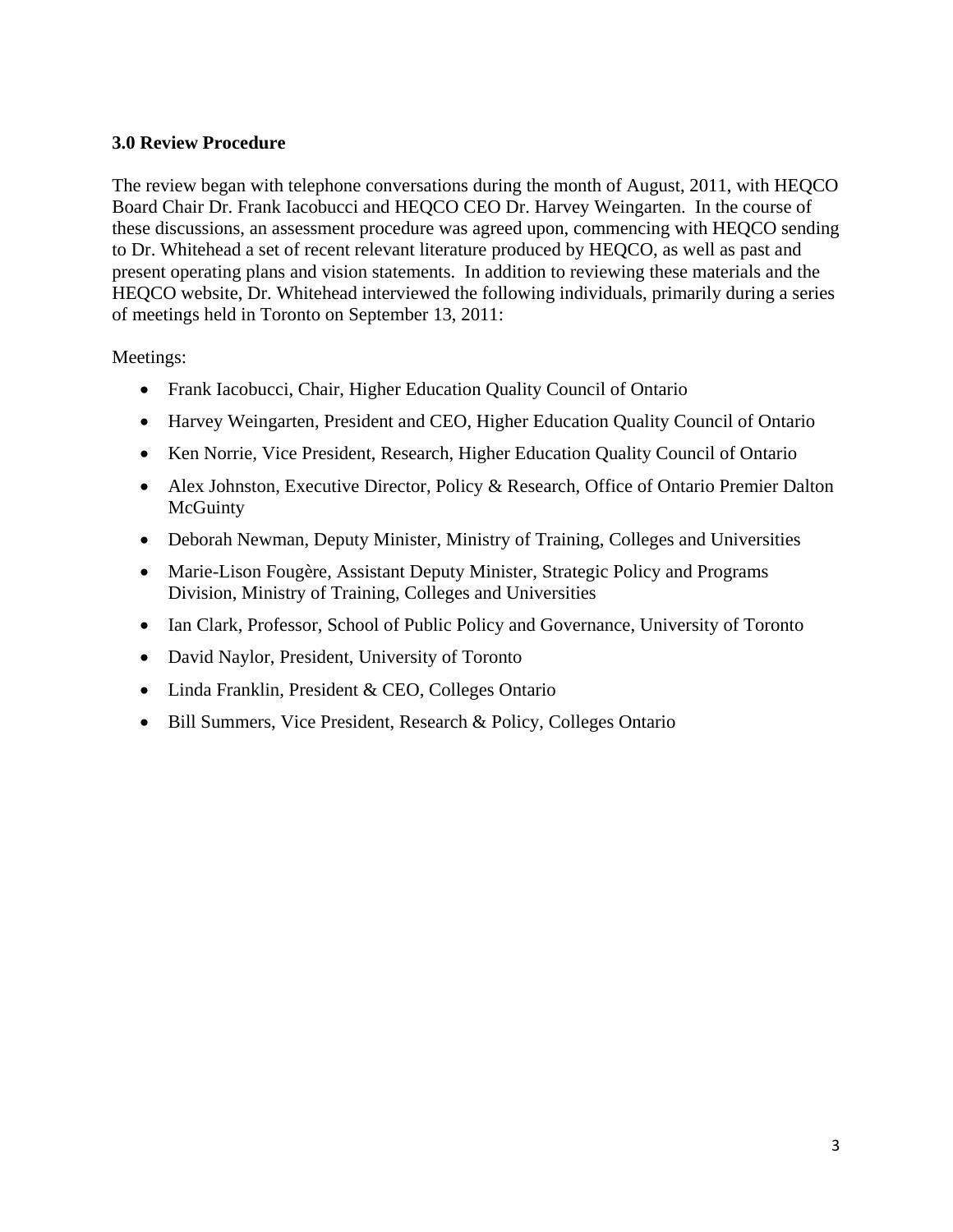### 3.0 Review Procedure

The review began with telephone conversations during the month of August, 2011, with HEQCO Board Chair Dr. Frank Iacobucci and HEQCO CEO Dr. Harvey Weingarten. In the course of these discussions, an assessment procedure was agreed upon, commencing with HEQCO sending to Dr. Whitehead a set of recent relevant literature produced by HEQCO, as well as past and present operating plans and vision statements. In addition to reviewing these materials and the HEQCO website, Dr. Whitehead interviewed the following individuals, primarily during a series of meetings held in Toronto on September 13, 2011:

Meetings:

- Frank Iacobucci, Chair, Higher Education Quality Council of Ontario
- Harvey Weingarten, President and CEO, Higher Education Quality Council of Ontario
- Ken Norrie, Vice President, Research, Higher Education Quality Council of Ontario
- Alex Johnston, Executive Director, Policy & Research, Office of Ontario Premier Dalton McGuinty
- Deborah Newman, Deputy Minister, Ministry of Training, Colleges and Universities
- Marie-Lison Fougère, Assistant Deputy Minister, Strategic Policy and Programs Division, Ministry of Training, Colleges and Universities
- Ian Clark, Professor, School of Public Policy and Governance, University of Toronto
- David Naylor, President, University of Toronto
- Linda Franklin, President & CEO, Colleges Ontario
- Bill Summers, Vice President, Research & Policy, Colleges Ontario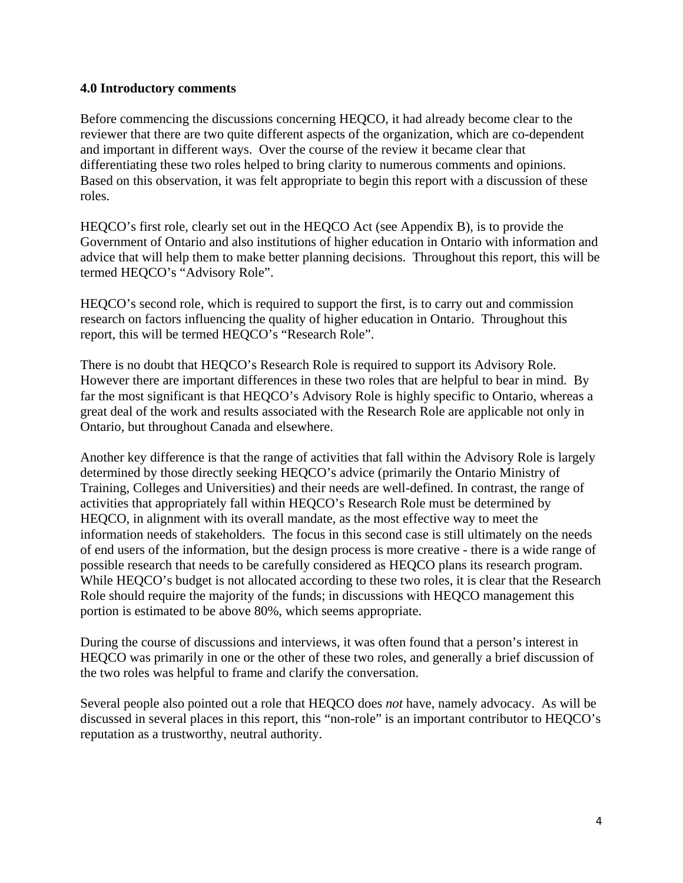### 4.0 Introductory comments

Before commencing the discussions concerning HEQCO, it had already become clear to the reviewer that there are two quite different aspects of the organization, which are co-dependent and important in different ways. Over the course of the review it became clear that differentiating these two roles helped to bring clarity to numerous comments and opinions. Based on this observation, it was felt appropriate to begin this report with a discussion of these roles.

HEQCO's first role, clearly set out in the HEQCO Act (see Appendix B), is to provide the Government of Ontario and also institutions of higher education in Ontario with information and advice that will help them to make better planning decisions. Throughout this report, this will be termed HEQCO's "Advisory Role".

HEQCO's second role, which is required to support the first, is to carry out and commission research on factors influencing the quality of higher education in Ontario. Throughout this report, this will be termed HEQCO's "Research Role".

There is no doubt that HEQCO's Research Role is required to support its Advisory Role. However there are important differences in these two roles that are helpful to bear in mind. By far the most significant is that HEQCO's Advisory Role is highly specific to Ontario, whereas a great deal of the work and results associated with the Research Role are applicable not only in Ontario, but throughout Canada and elsewhere.

Another key difference is that the range of activities that fall within the Advisory Role is largely determined by those directly seeking HEQCO's advice (primarily the Ontario Ministry of Training, Colleges and Universities) and their needs are well-defined. In contrast, the range of activities that appropriately fall within HEQCO's Research Role must be determined by HEQCO, in alignment with its overall mandate, as the most effective way to meet the information needs of stakeholders. The focus in this second case is still ultimately on the needs of end users of the information, but the design process is more creative - there is a wide range of possible research that needs to be carefully considered as HEQCO plans its research program. While HEQCO's budget is not allocated according to these two roles, it is clear that the Research Role should require the majority of the funds; in discussions with HEQCO management this portion is estimated to be above 80%, which seems appropriate.

During the course of discussions and interviews, it was often found that a person's interest in HEQCO was primarily in one or the other of these two roles, and generally a brief discussion of the two roles was helpful to frame and clarify the conversation.

Several people also pointed out a role that HEQCO does *not* have, namely advocacy. As will be discussed in several places in this report, this "non-role" is an important contributor to HEQCO's reputation as a trustworthy, neutral authority.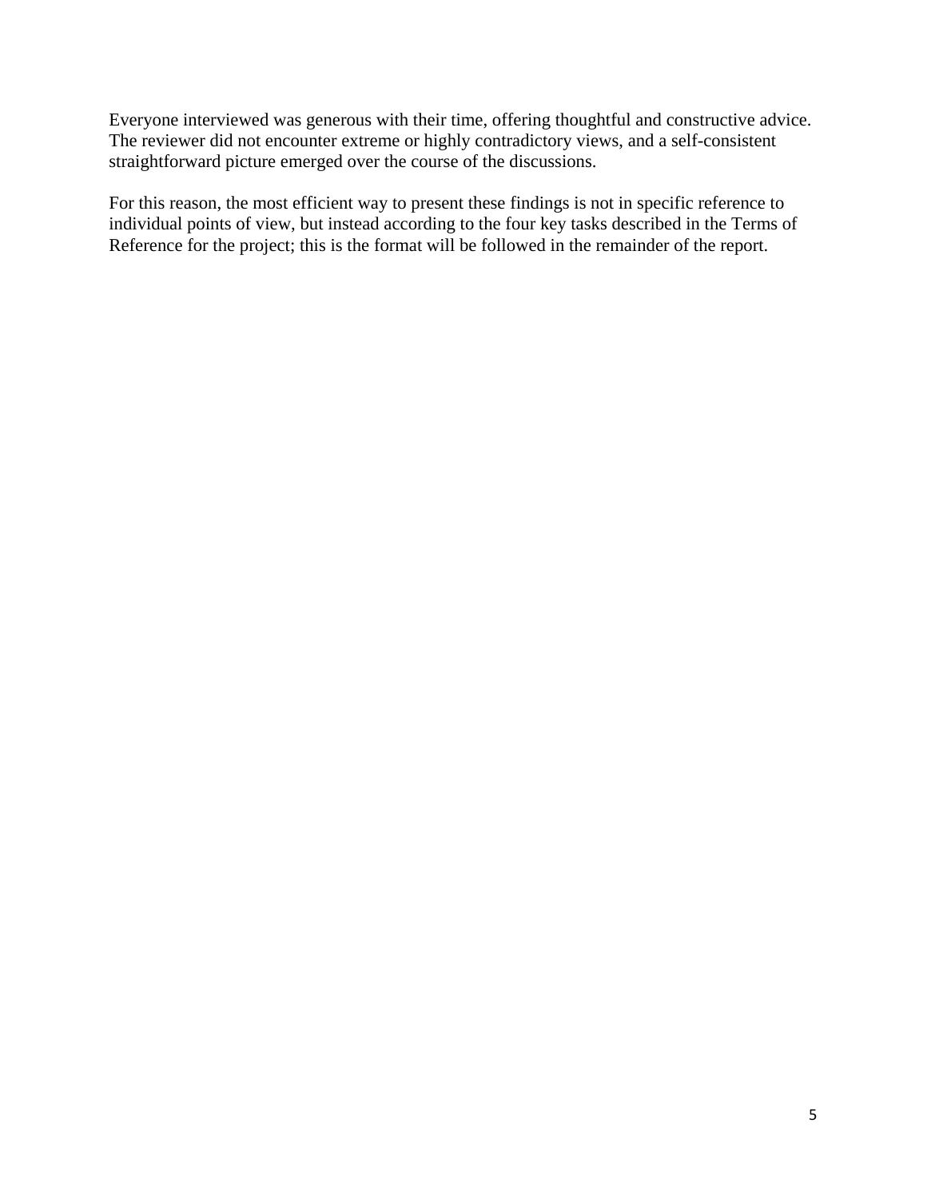Everyone interviewed was generous with their time, offering thoughtful and constructive advice. The reviewer did not encounter extreme or highly contradictory views, and a self-consistent straightforward picture emerged over the course of the discussions.

For this reason, the most efficient way to present these findings is not in specific reference to individual points of view, but instead according to the four key tasks described in the Terms of Reference for the project; this is the format will be followed in the remainder of the report.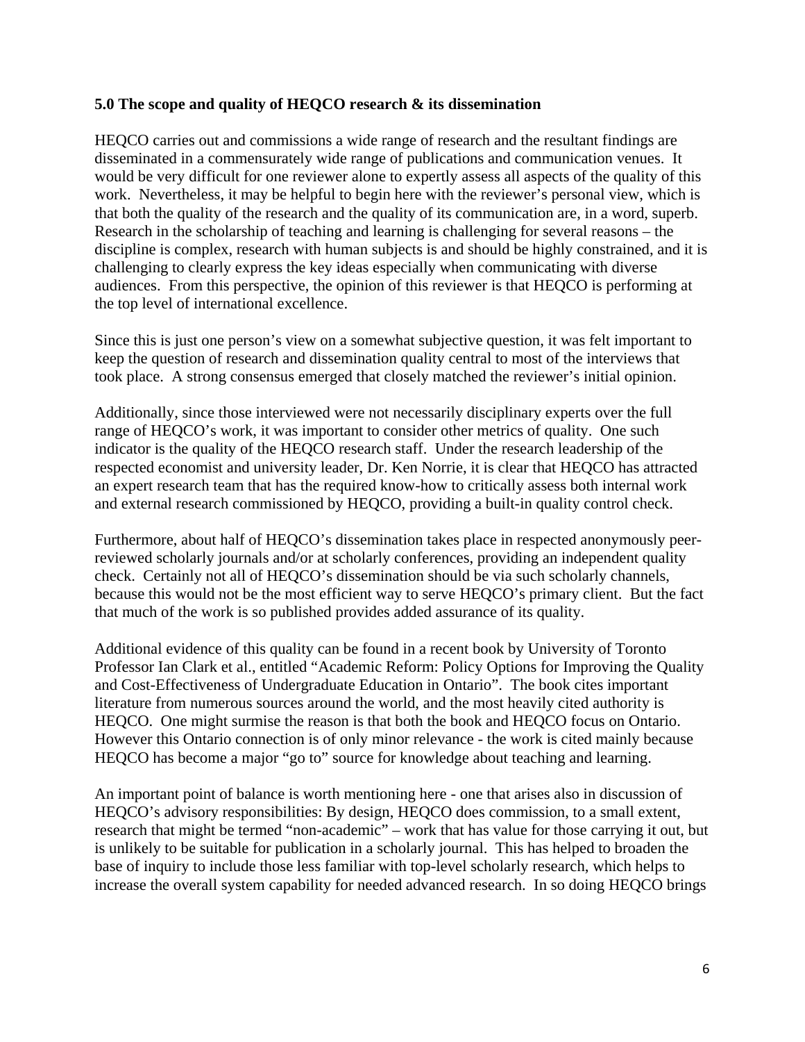### 5.0 The scope and quality of HEQCO research & its dissemination

HEQCO carries out and commissions a wide range of research and the resultant findings are disseminated in a commensurately wide range of publications and communication venues. It would be very difficult for one reviewer alone to expertly assess all aspects of the quality of this work. Nevertheless, it may be helpful to begin here with the reviewer's personal view, which is that both the quality of the research and the quality of its communication are, in a word, superb. Research in the scholarship of teaching and learning is challenging for several reasons – the discipline is complex, research with human subjects is and should be highly constrained, and it is challenging to clearly express the key ideas especially when communicating with diverse audiences. From this perspective, the opinion of this reviewer is that HEQCO is performing at the top level of international excellence.

Since this is just one person's view on a somewhat subjective question, it was felt important to keep the question of research and dissemination quality central to most of the interviews that took place. A strong consensus emerged that closely matched the reviewer's initial opinion.

Additionally, since those interviewed were not necessarily disciplinary experts over the full range of HEQCO's work, it was important to consider other metrics of quality. One such indicator is the quality of the HEQCO research staff. Under the research leadership of the respected economist and university leader, Dr. Ken Norrie, it is clear that HEQCO has attracted an expert research team that has the required know-how to critically assess both internal work and external research commissioned by HEQCO, providing a built-in quality control check.

Furthermore, about half of HEQCO's dissemination takes place in respected anonymously peer-reviewed scholarly journals and/or at scholarly conferences, providing an independent quality check. Certainly not all of HEQCO's dissemination should be via such scholarly channels, because this would not be the most efficient way to serve HEQCO's primary client. But the fact that much of the work is so published provides added assurance of its quality.

Additional evidence of this quality can be found in a recent book by University of Toronto Professor Ian Clark et al., entitled "Academic Reform: Policy Options for Improving the Quality and Cost-Effectiveness of Undergraduate Education in Ontario". The book cites important literature from numerous sources around the world, and the most heavily cited authority is HEQCO. One might surmise the reason is that both the book and HEQCO focus on Ontario. However this Ontario connection is of only minor relevance - the work is cited mainly because HEQCO has become a major "go to" source for knowledge about teaching and learning.

An important point of balance is worth mentioning here - one that arises also in discussion of HEQCO's advisory responsibilities: By design, HEQCO does commission, to a small extent, research that might be termed "non-academic" – work that has value for those carrying it out, but is unlikely to be suitable for publication in a scholarly journal. This has helped to broaden the base of inquiry to include those less familiar with top-level scholarly research, which helps to increase the overall system capability for needed advanced research. In so doing HEQCO brings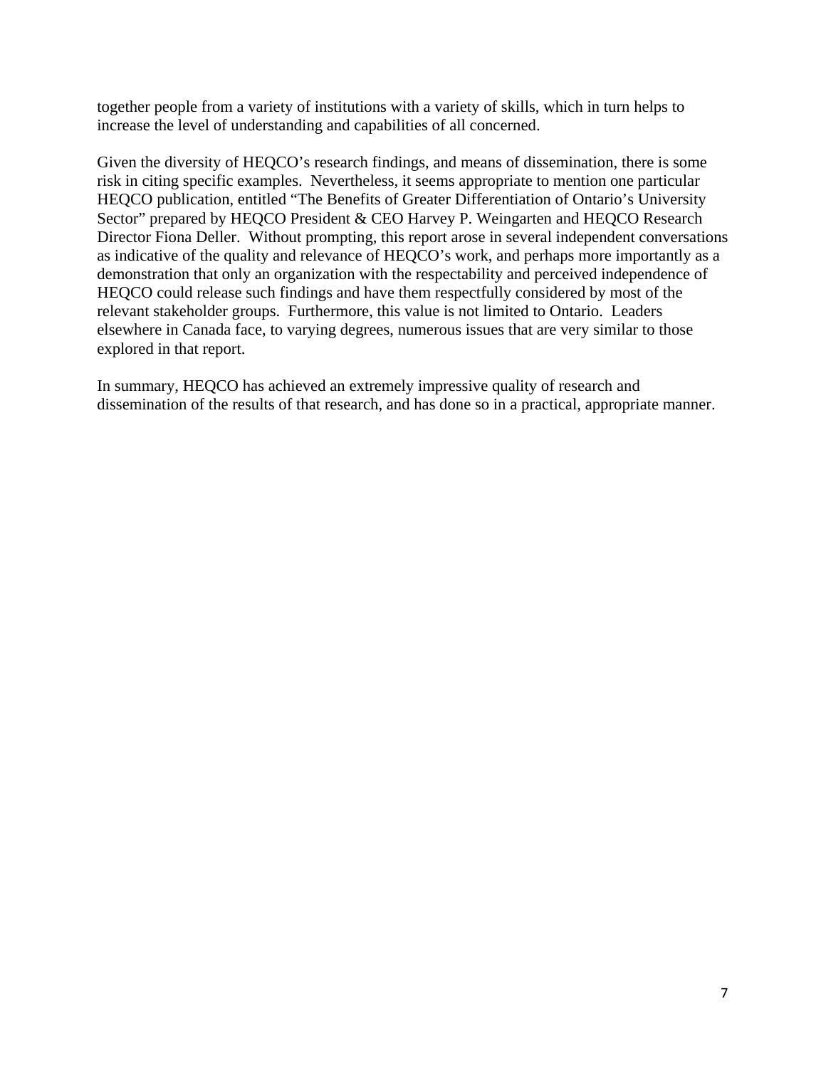together people from a variety of institutions with a variety of skills, which in turn helps to increase the level of understanding and capabilities of all concerned.

Given the diversity of HEQCO's research findings, and means of dissemination, there is some risk in citing specific examples. Nevertheless, it seems appropriate to mention one particular HEQCO publication, entitled "The Benefits of Greater Differentiation of Ontario's University Sector" prepared by HEQCO President & CEO Harvey P. Weingarten and HEQCO Research Director Fiona Deller. Without prompting, this report arose in several independent conversations as indicative of the quality and relevance of HEQCO's work, and perhaps more importantly as a demonstration that only an organization with the respectability and perceived independence of HEQCO could release such findings and have them respectfully considered by most of the relevant stakeholder groups. Furthermore, this value is not limited to Ontario. Leaders elsewhere in Canada face, to varying degrees, numerous issues that are very similar to those explored in that report.

In summary, HEQCO has achieved an extremely impressive quality of research and dissemination of the results of that research, and has done so in a practical, appropriate manner.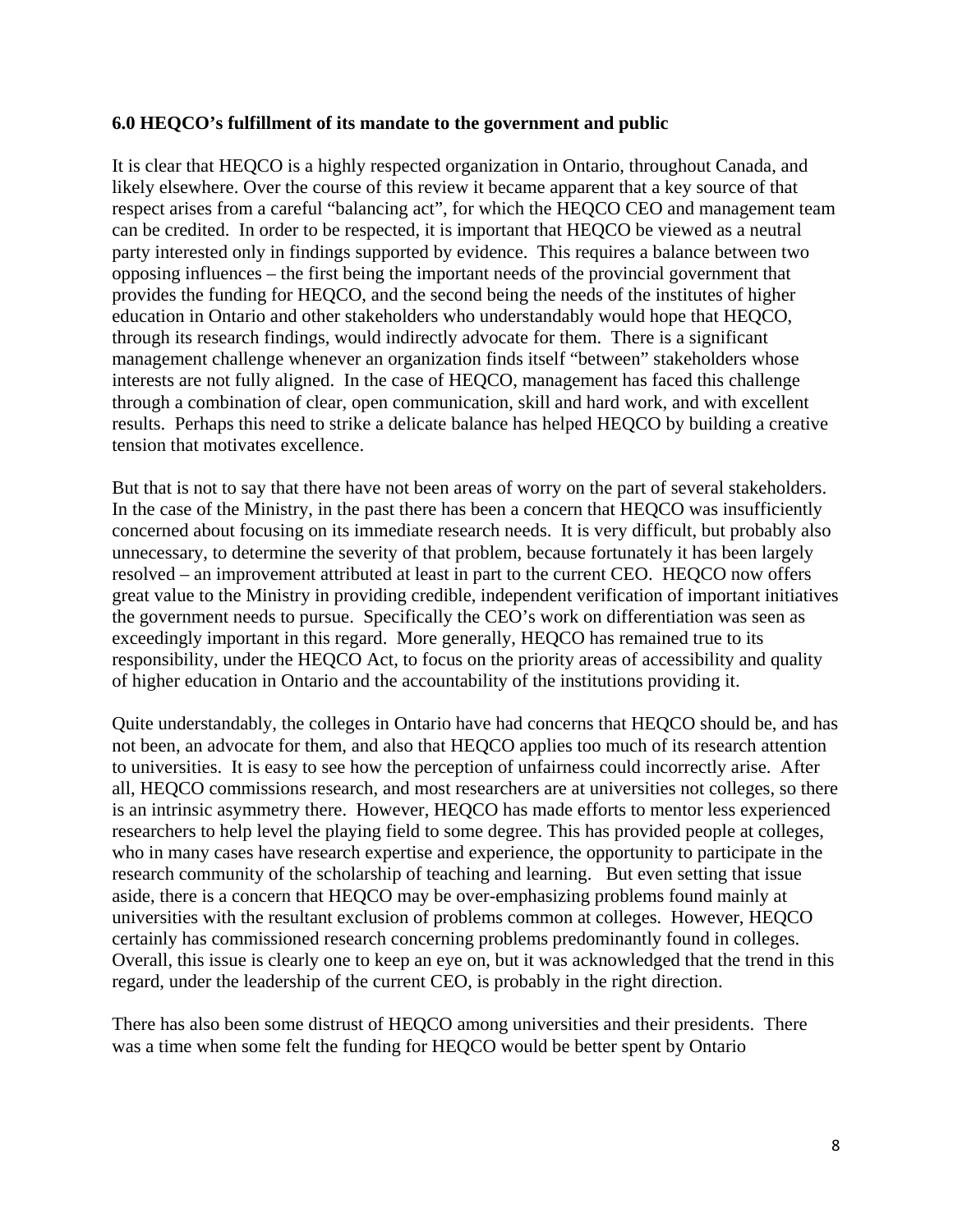### 6.0 HEQCO's fulfillment of its mandate to the government and public

It is clear that HEQCO is a highly respected organization in Ontario, throughout Canada, and likely elsewhere. Over the course of this review it became apparent that a key source of that respect arises from a careful "balancing act", for which the HEQCO CEO and management team can be credited. In order to be respected, it is important that HEQCO be viewed as a neutral party interested only in findings supported by evidence. This requires a balance between two opposing influences – the first being the important needs of the provincial government that provides the funding for HEQCO, and the second being the needs of the institutes of higher education in Ontario and other stakeholders who understandably would hope that HEQCO, through its research findings, would indirectly advocate for them. There is a significant management challenge whenever an organization finds itself "between" stakeholders whose interests are not fully aligned. In the case of HEQCO, management has faced this challenge through a combination of clear, open communication, skill and hard work, and with excellent results. Perhaps this need to strike a delicate balance has helped HEQCO by building a creative tension that motivates excellence.

But that is not to say that there have not been areas of worry on the part of several stakeholders. In the case of the Ministry, in the past there has been a concern that HEQCO was insufficiently concerned about focusing on its immediate research needs. It is very difficult, but probably also unnecessary, to determine the severity of that problem, because fortunately it has been largely resolved – an improvement attributed at least in part to the current CEO. HEQCO now offers great value to the Ministry in providing credible, independent verification of important initiatives the government needs to pursue. Specifically the CEO's work on differentiation was seen as exceedingly important in this regard. More generally, HEQCO has remained true to its responsibility, under the HEQCO Act, to focus on the priority areas of accessibility and quality of higher education in Ontario and the accountability of the institutions providing it.

Quite understandably, the colleges in Ontario have had concerns that HEQCO should be, and has not been, an advocate for them, and also that HEQCO applies too much of its research attention to universities. It is easy to see how the perception of unfairness could incorrectly arise. After all, HEQCO commissions research, and most researchers are at universities not colleges, so there is an intrinsic asymmetry there. However, HEQCO has made efforts to mentor less experienced researchers to help level the playing field to some degree. This has provided people at colleges, who in many cases have research expertise and experience, the opportunity to participate in the research community of the scholarship of teaching and learning. But even setting that issue aside, there is a concern that HEQCO may be over-emphasizing problems found mainly at universities with the resultant exclusion of problems common at colleges. However, HEQCO certainly has commissioned research concerning problems predominantly found in colleges. Overall, this issue is clearly one to keep an eye on, but it was acknowledged that the trend in this regard, under the leadership of the current CEO, is probably in the right direction.

There has also been some distrust of HEQCO among universities and their presidents. There was a time when some felt the funding for HEQCO would be better spent by Ontario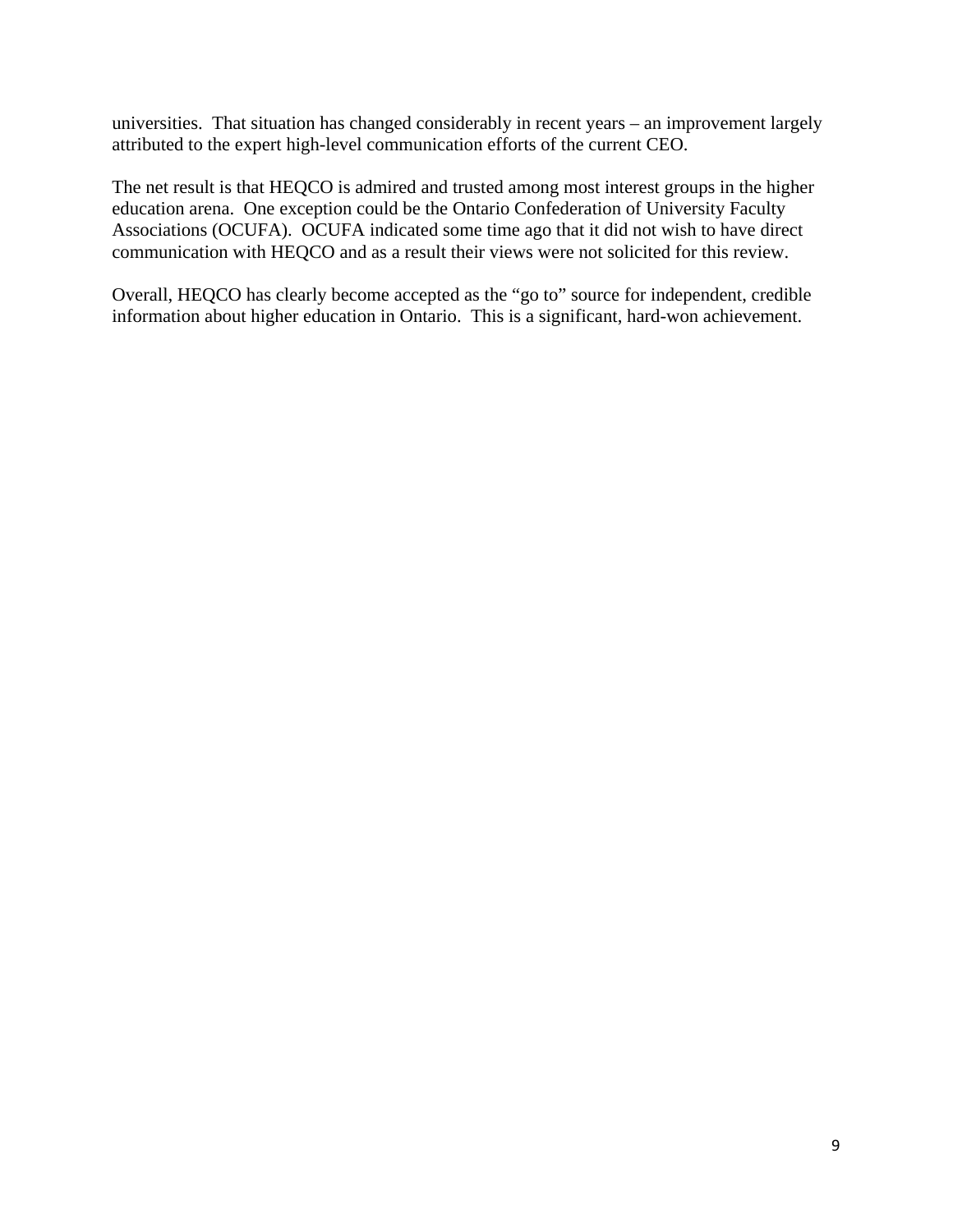universities.  That situation has changed considerably in recent years – an improvement largely attributed to the expert high-level communication efforts of the current CEO.

The net result is that HEQCO is admired and trusted among most interest groups in the higher education arena.  One exception could be the Ontario Confederation of University Faculty Associations (OCUFA).  OCUFA indicated some time ago that it did not wish to have direct communication with HEQCO and as a result their views were not solicited for this review.

Overall, HEQCO has clearly become accepted as the "go to" source for independent, credible information about higher education in Ontario.  This is a significant, hard-won achievement.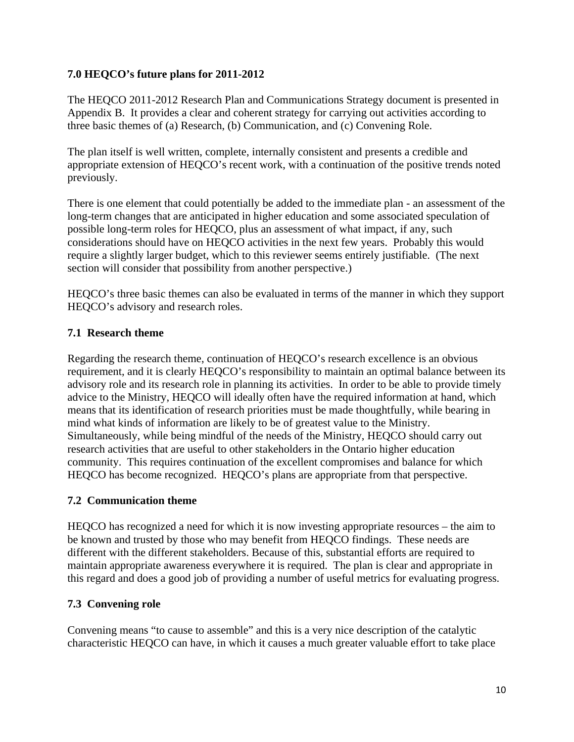## 7.0 HEQCO's future plans for 2011-2012

The HEQCO 2011-2012 Research Plan and Communications Strategy document is presented in Appendix B. It provides a clear and coherent strategy for carrying out activities according to three basic themes of (a) Research, (b) Communication, and (c) Convening Role.

The plan itself is well written, complete, internally consistent and presents a credible and appropriate extension of HEQCO's recent work, with a continuation of the positive trends noted previously.

There is one element that could potentially be added to the immediate plan - an assessment of the long-term changes that are anticipated in higher education and some associated speculation of possible long-term roles for HEQCO, plus an assessment of what impact, if any, such considerations should have on HEQCO activities in the next few years. Probably this would require a slightly larger budget, which to this reviewer seems entirely justifiable. (The next section will consider that possibility from another perspective.)

HEQCO's three basic themes can also be evaluated in terms of the manner in which they support HEQCO's advisory and research roles.

### 7.1 Research theme

Regarding the research theme, continuation of HEQCO's research excellence is an obvious requirement, and it is clearly HEQCO's responsibility to maintain an optimal balance between its advisory role and its research role in planning its activities. In order to be able to provide timely advice to the Ministry, HEQCO will ideally often have the required information at hand, which means that its identification of research priorities must be made thoughtfully, while bearing in mind what kinds of information are likely to be of greatest value to the Ministry. Simultaneously, while being mindful of the needs of the Ministry, HEQCO should carry out research activities that are useful to other stakeholders in the Ontario higher education community. This requires continuation of the excellent compromises and balance for which HEQCO has become recognized. HEQCO's plans are appropriate from that perspective.

### 7.2 Communication theme

HEQCO has recognized a need for which it is now investing appropriate resources – the aim to be known and trusted by those who may benefit from HEQCO findings. These needs are different with the different stakeholders. Because of this, substantial efforts are required to maintain appropriate awareness everywhere it is required. The plan is clear and appropriate in this regard and does a good job of providing a number of useful metrics for evaluating progress.

### 7.3 Convening role

Convening means "to cause to assemble" and this is a very nice description of the catalytic characteristic HEQCO can have, in which it causes a much greater valuable effort to take place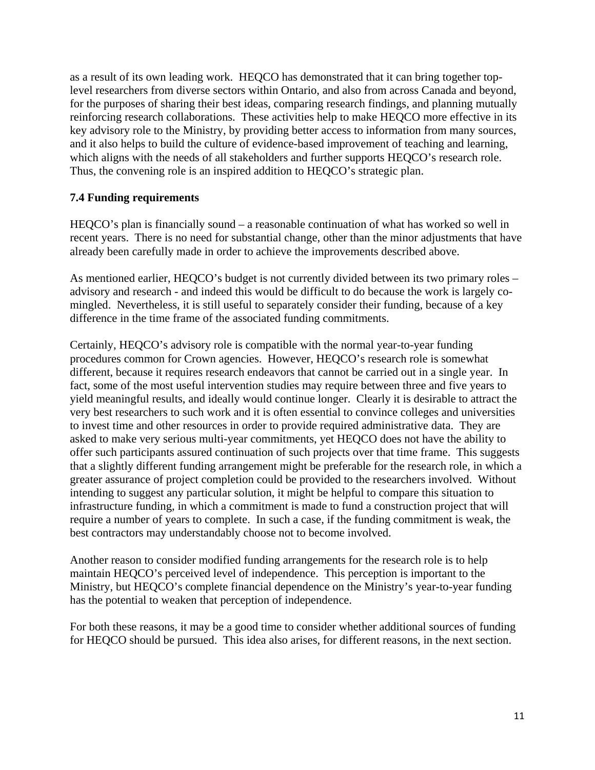as a result of its own leading work. HEQCO has demonstrated that it can bring together top-level researchers from diverse sectors within Ontario, and also from across Canada and beyond, for the purposes of sharing their best ideas, comparing research findings, and planning mutually reinforcing research collaborations. These activities help to make HEQCO more effective in its key advisory role to the Ministry, by providing better access to information from many sources, and it also helps to build the culture of evidence-based improvement of teaching and learning, which aligns with the needs of all stakeholders and further supports HEQCO's research role. Thus, the convening role is an inspired addition to HEQCO's strategic plan.

### 7.4 Funding requirements

HEQCO's plan is financially sound – a reasonable continuation of what has worked so well in recent years. There is no need for substantial change, other than the minor adjustments that have already been carefully made in order to achieve the improvements described above.

As mentioned earlier, HEQCO's budget is not currently divided between its two primary roles – advisory and research - and indeed this would be difficult to do because the work is largely co-mingled. Nevertheless, it is still useful to separately consider their funding, because of a key difference in the time frame of the associated funding commitments.

Certainly, HEQCO's advisory role is compatible with the normal year-to-year funding procedures common for Crown agencies. However, HEQCO's research role is somewhat different, because it requires research endeavors that cannot be carried out in a single year. In fact, some of the most useful intervention studies may require between three and five years to yield meaningful results, and ideally would continue longer. Clearly it is desirable to attract the very best researchers to such work and it is often essential to convince colleges and universities to invest time and other resources in order to provide required administrative data. They are asked to make very serious multi-year commitments, yet HEQCO does not have the ability to offer such participants assured continuation of such projects over that time frame. This suggests that a slightly different funding arrangement might be preferable for the research role, in which a greater assurance of project completion could be provided to the researchers involved. Without intending to suggest any particular solution, it might be helpful to compare this situation to infrastructure funding, in which a commitment is made to fund a construction project that will require a number of years to complete. In such a case, if the funding commitment is weak, the best contractors may understandably choose not to become involved.

Another reason to consider modified funding arrangements for the research role is to help maintain HEQCO's perceived level of independence. This perception is important to the Ministry, but HEQCO's complete financial dependence on the Ministry's year-to-year funding has the potential to weaken that perception of independence.

For both these reasons, it may be a good time to consider whether additional sources of funding for HEQCO should be pursued. This idea also arises, for different reasons, in the next section.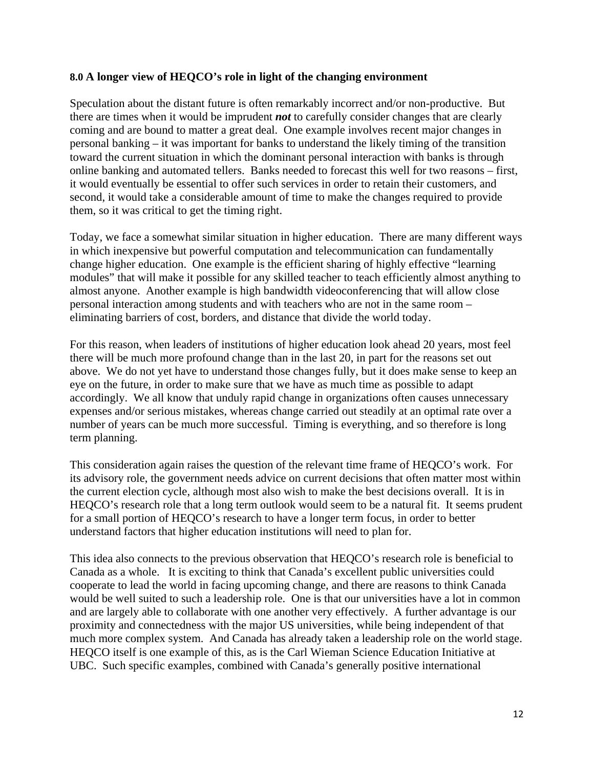## 8.0 A longer view of HEQCO's role in light of the changing environment

Speculation about the distant future is often remarkably incorrect and/or non-productive. But there are times when it would be imprudent ***not*** to carefully consider changes that are clearly coming and are bound to matter a great deal. One example involves recent major changes in personal banking – it was important for banks to understand the likely timing of the transition toward the current situation in which the dominant personal interaction with banks is through online banking and automated tellers. Banks needed to forecast this well for two reasons – first, it would eventually be essential to offer such services in order to retain their customers, and second, it would take a considerable amount of time to make the changes required to provide them, so it was critical to get the timing right.

Today, we face a somewhat similar situation in higher education. There are many different ways in which inexpensive but powerful computation and telecommunication can fundamentally change higher education. One example is the efficient sharing of highly effective "learning modules" that will make it possible for any skilled teacher to teach efficiently almost anything to almost anyone. Another example is high bandwidth videoconferencing that will allow close personal interaction among students and with teachers who are not in the same room – eliminating barriers of cost, borders, and distance that divide the world today.

For this reason, when leaders of institutions of higher education look ahead 20 years, most feel there will be much more profound change than in the last 20, in part for the reasons set out above. We do not yet have to understand those changes fully, but it does make sense to keep an eye on the future, in order to make sure that we have as much time as possible to adapt accordingly. We all know that unduly rapid change in organizations often causes unnecessary expenses and/or serious mistakes, whereas change carried out steadily at an optimal rate over a number of years can be much more successful. Timing is everything, and so therefore is long term planning.

This consideration again raises the question of the relevant time frame of HEQCO's work. For its advisory role, the government needs advice on current decisions that often matter most within the current election cycle, although most also wish to make the best decisions overall. It is in HEQCO's research role that a long term outlook would seem to be a natural fit. It seems prudent for a small portion of HEQCO's research to have a longer term focus, in order to better understand factors that higher education institutions will need to plan for.

This idea also connects to the previous observation that HEQCO's research role is beneficial to Canada as a whole. It is exciting to think that Canada's excellent public universities could cooperate to lead the world in facing upcoming change, and there are reasons to think Canada would be well suited to such a leadership role. One is that our universities have a lot in common and are largely able to collaborate with one another very effectively. A further advantage is our proximity and connectedness with the major US universities, while being independent of that much more complex system. And Canada has already taken a leadership role on the world stage. HEQCO itself is one example of this, as is the Carl Wieman Science Education Initiative at UBC. Such specific examples, combined with Canada's generally positive international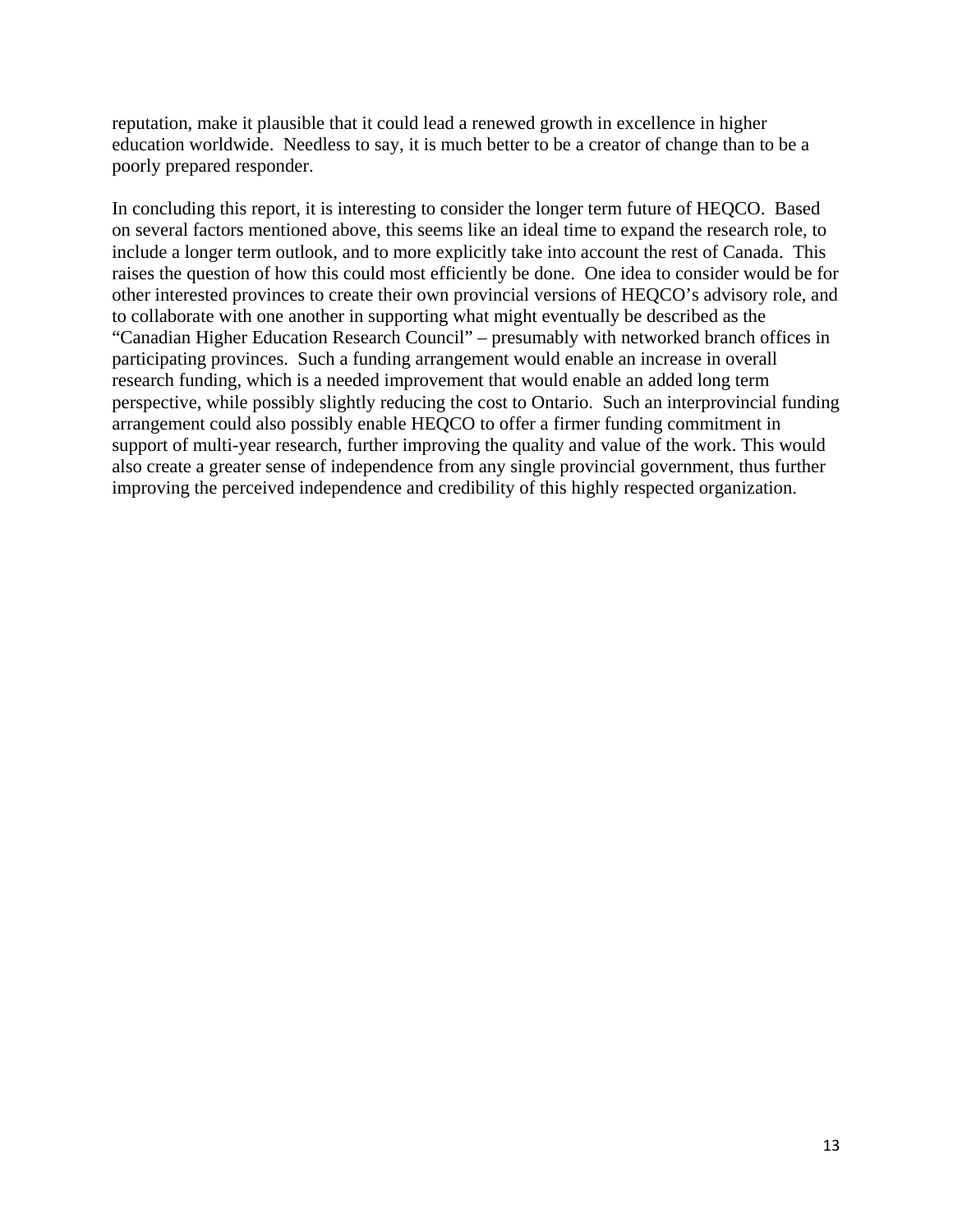reputation, make it plausible that it could lead a renewed growth in excellence in higher education worldwide. Needless to say, it is much better to be a creator of change than to be a poorly prepared responder.

In concluding this report, it is interesting to consider the longer term future of HEQCO. Based on several factors mentioned above, this seems like an ideal time to expand the research role, to include a longer term outlook, and to more explicitly take into account the rest of Canada. This raises the question of how this could most efficiently be done. One idea to consider would be for other interested provinces to create their own provincial versions of HEQCO's advisory role, and to collaborate with one another in supporting what might eventually be described as the "Canadian Higher Education Research Council" – presumably with networked branch offices in participating provinces. Such a funding arrangement would enable an increase in overall research funding, which is a needed improvement that would enable an added long term perspective, while possibly slightly reducing the cost to Ontario. Such an interprovincial funding arrangement could also possibly enable HEQCO to offer a firmer funding commitment in support of multi-year research, further improving the quality and value of the work. This would also create a greater sense of independence from any single provincial government, thus further improving the perceived independence and credibility of this highly respected organization.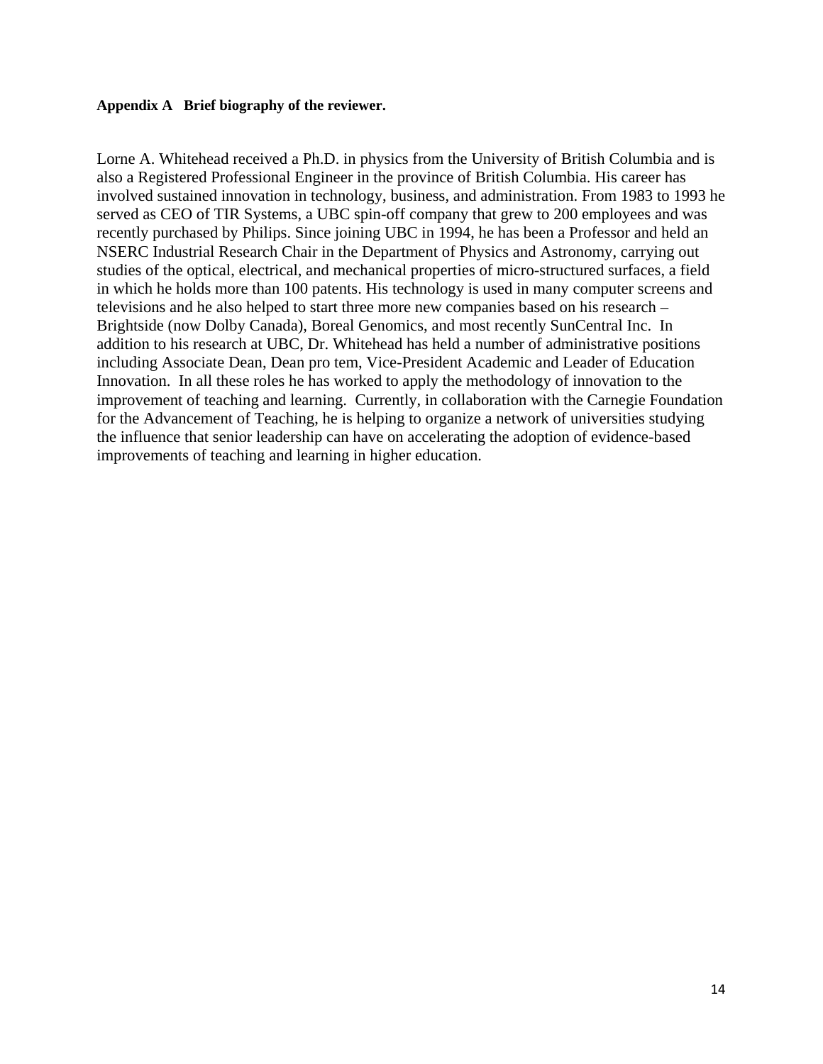**Appendix A Brief biography of the reviewer.**

Lorne A. Whitehead received a Ph.D. in physics from the University of British Columbia and is also a Registered Professional Engineer in the province of British Columbia. His career has involved sustained innovation in technology, business, and administration. From 1983 to 1993 he served as CEO of TIR Systems, a UBC spin-off company that grew to 200 employees and was recently purchased by Philips. Since joining UBC in 1994, he has been a Professor and held an NSERC Industrial Research Chair in the Department of Physics and Astronomy, carrying out studies of the optical, electrical, and mechanical properties of micro-structured surfaces, a field in which he holds more than 100 patents. His technology is used in many computer screens and televisions and he also helped to start three more new companies based on his research – Brightside (now Dolby Canada), Boreal Genomics, and most recently SunCentral Inc. In addition to his research at UBC, Dr. Whitehead has held a number of administrative positions including Associate Dean, Dean pro tem, Vice-President Academic and Leader of Education Innovation. In all these roles he has worked to apply the methodology of innovation to the improvement of teaching and learning. Currently, in collaboration with the Carnegie Foundation for the Advancement of Teaching, he is helping to organize a network of universities studying the influence that senior leadership can have on accelerating the adoption of evidence-based improvements of teaching and learning in higher education.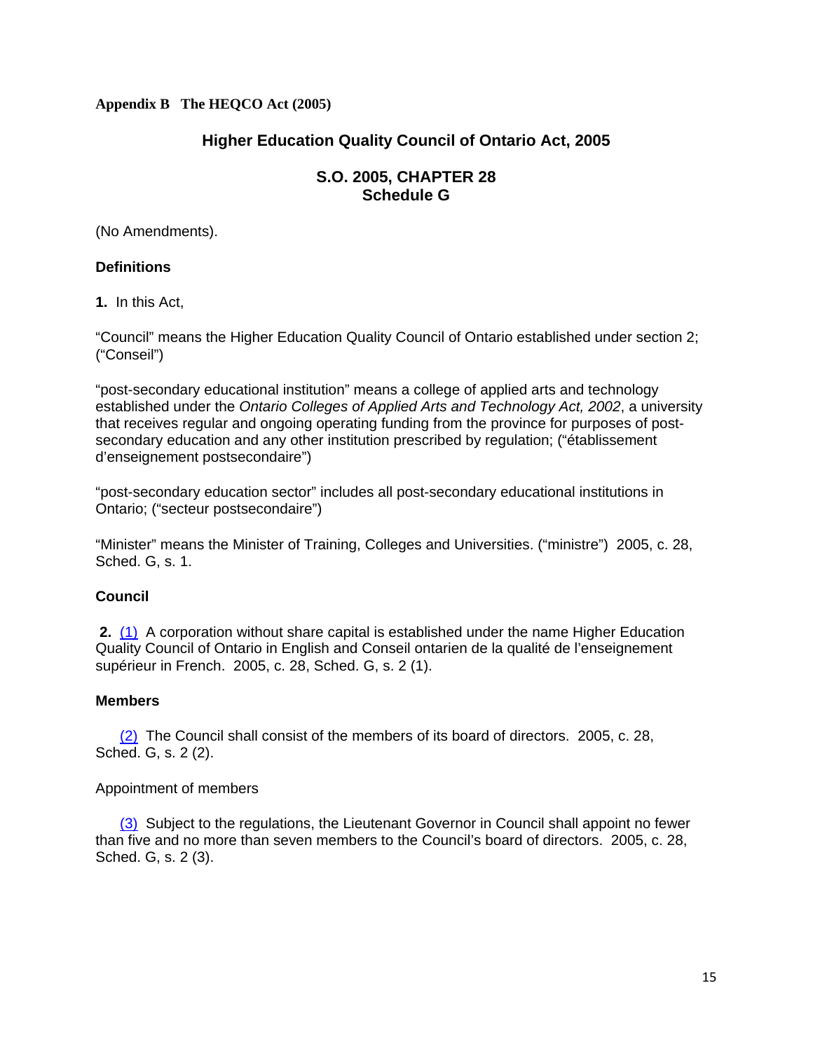**Appendix B The HEQCO Act (2005)**

## Higher Education Quality Council of Ontario Act, 2005

### S.O. 2005, CHAPTER 28
### Schedule G

(No Amendments).

**Definitions**

**1.** In this Act,

"Council" means the Higher Education Quality Council of Ontario established under section 2; ("Conseil")

"post-secondary educational institution" means a college of applied arts and technology established under the *Ontario Colleges of Applied Arts and Technology Act, 2002*, a university that receives regular and ongoing operating funding from the province for purposes of post-secondary education and any other institution prescribed by regulation; ("établissement d'enseignement postsecondaire")

"post-secondary education sector" includes all post-secondary educational institutions in Ontario; ("secteur postsecondaire")

"Minister" means the Minister of Training, Colleges and Universities. ("ministre") 2005, c. 28, Sched. G, s. 1.

**Council**

**2.** (1) A corporation without share capital is established under the name Higher Education Quality Council of Ontario in English and Conseil ontarien de la qualité de l'enseignement supérieur in French. 2005, c. 28, Sched. G, s. 2 (1).

**Members**

(2) The Council shall consist of the members of its board of directors. 2005, c. 28, Sched. G, s. 2 (2).

Appointment of members

(3) Subject to the regulations, the Lieutenant Governor in Council shall appoint no fewer than five and no more than seven members to the Council's board of directors. 2005, c. 28, Sched. G, s. 2 (3).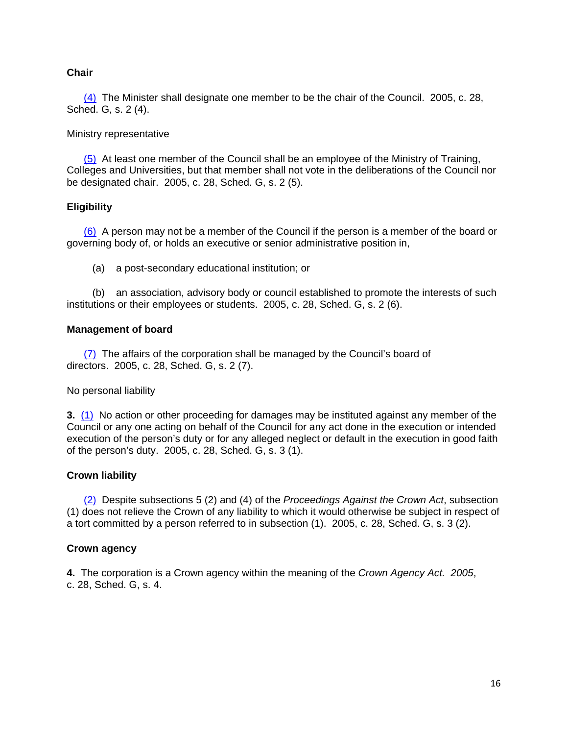**Chair**

(4) The Minister shall designate one member to be the chair of the Council. 2005, c. 28, Sched. G, s. 2 (4).

Ministry representative

(5) At least one member of the Council shall be an employee of the Ministry of Training, Colleges and Universities, but that member shall not vote in the deliberations of the Council nor be designated chair. 2005, c. 28, Sched. G, s. 2 (5).

**Eligibility**

(6) A person may not be a member of the Council if the person is a member of the board or governing body of, or holds an executive or senior administrative position in,

(a) a post-secondary educational institution; or

(b) an association, advisory body or council established to promote the interests of such institutions or their employees or students. 2005, c. 28, Sched. G, s. 2 (6).

**Management of board**

(7) The affairs of the corporation shall be managed by the Council's board of directors. 2005, c. 28, Sched. G, s. 2 (7).

No personal liability

**3.** (1) No action or other proceeding for damages may be instituted against any member of the Council or any one acting on behalf of the Council for any act done in the execution or intended execution of the person's duty or for any alleged neglect or default in the execution in good faith of the person's duty. 2005, c. 28, Sched. G, s. 3 (1).

**Crown liability**

(2) Despite subsections 5 (2) and (4) of the *Proceedings Against the Crown Act*, subsection (1) does not relieve the Crown of any liability to which it would otherwise be subject in respect of a tort committed by a person referred to in subsection (1). 2005, c. 28, Sched. G, s. 3 (2).

**Crown agency**

**4.** The corporation is a Crown agency within the meaning of the *Crown Agency Act. 2005*, c. 28, Sched. G, s. 4.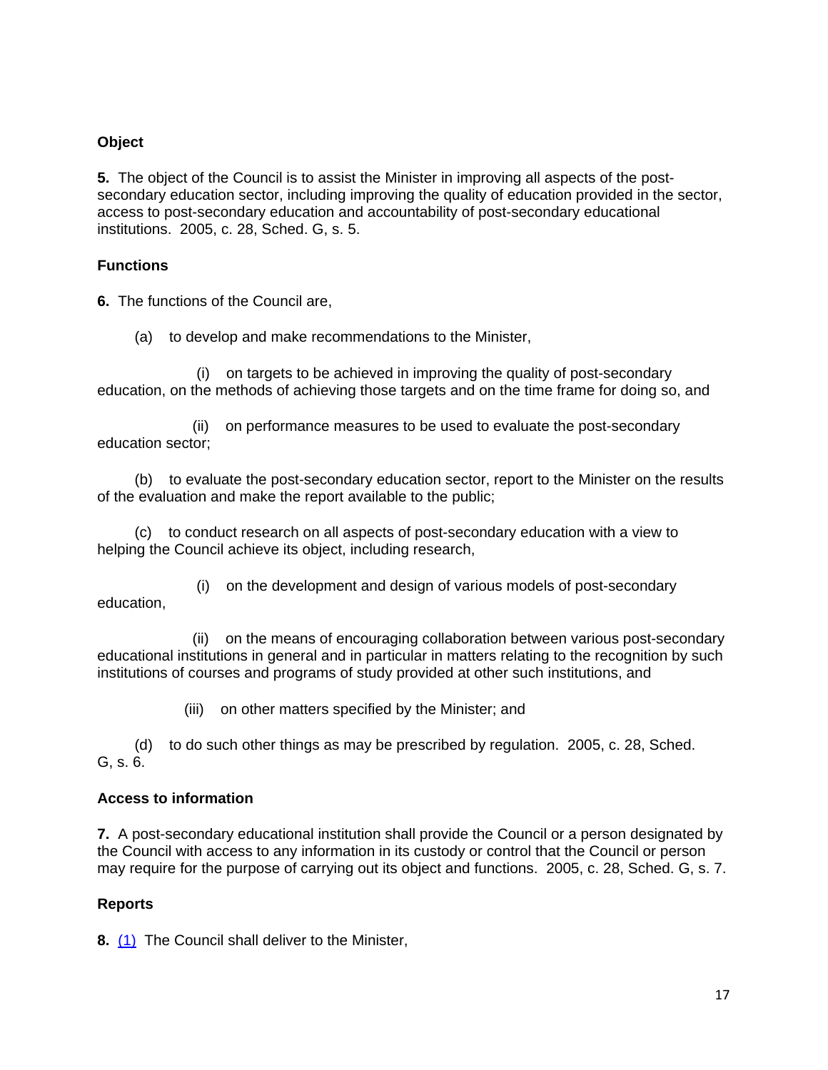**Object**

**5.** The object of the Council is to assist the Minister in improving all aspects of the post-secondary education sector, including improving the quality of education provided in the sector, access to post-secondary education and accountability of post-secondary educational institutions. 2005, c. 28, Sched. G, s. 5.

**Functions**

**6.** The functions of the Council are,

(a) to develop and make recommendations to the Minister,

(i) on targets to be achieved in improving the quality of post-secondary education, on the methods of achieving those targets and on the time frame for doing so, and

(ii) on performance measures to be used to evaluate the post-secondary education sector;

(b) to evaluate the post-secondary education sector, report to the Minister on the results of the evaluation and make the report available to the public;

(c) to conduct research on all aspects of post-secondary education with a view to helping the Council achieve its object, including research,

(i) on the development and design of various models of post-secondary education,

(ii) on the means of encouraging collaboration between various post-secondary educational institutions in general and in particular in matters relating to the recognition by such institutions of courses and programs of study provided at other such institutions, and

(iii) on other matters specified by the Minister; and

(d) to do such other things as may be prescribed by regulation. 2005, c. 28, Sched. G, s. 6.

**Access to information**

**7.** A post-secondary educational institution shall provide the Council or a person designated by the Council with access to any information in its custody or control that the Council or person may require for the purpose of carrying out its object and functions. 2005, c. 28, Sched. G, s. 7.

**Reports**

**8.** (1) The Council shall deliver to the Minister,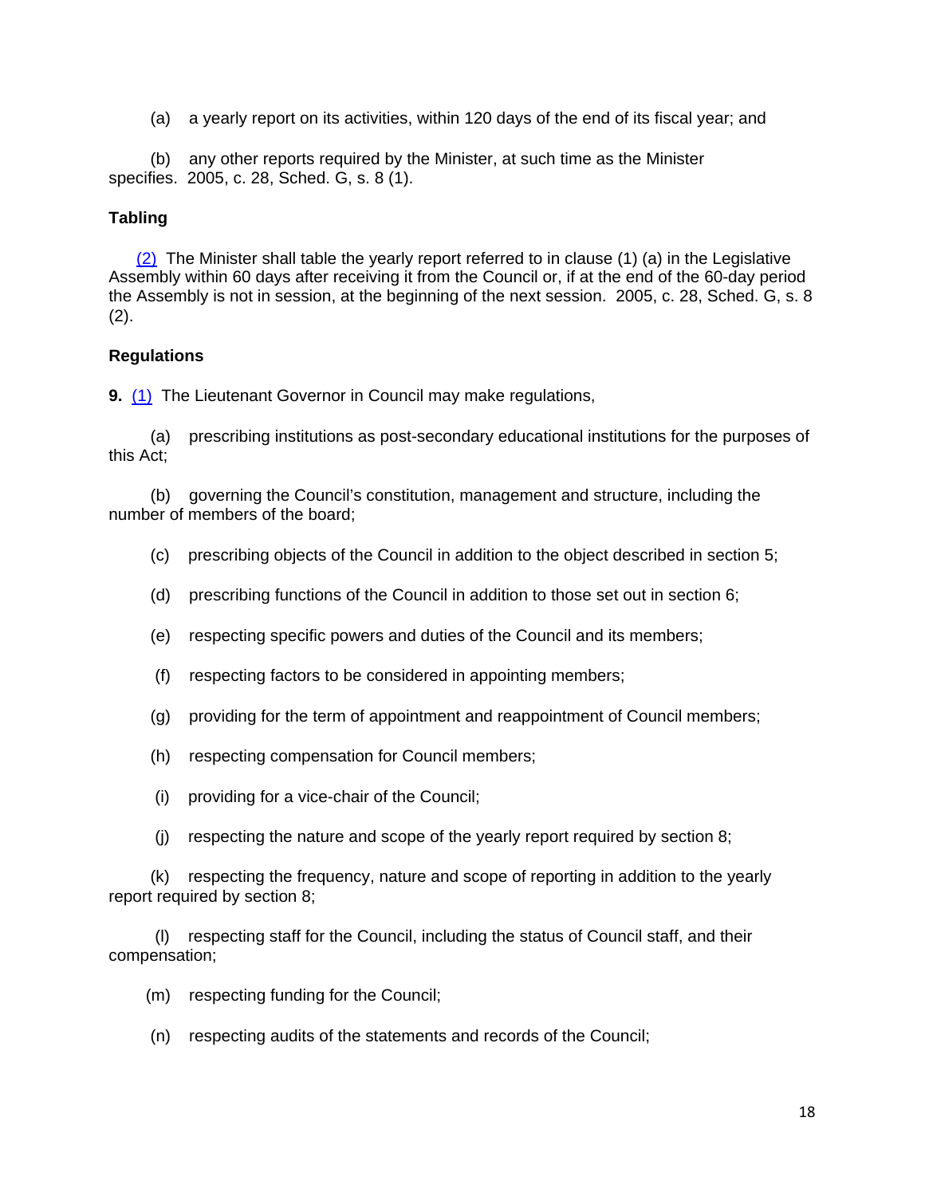(a) a yearly report on its activities, within 120 days of the end of its fiscal year; and

(b) any other reports required by the Minister, at such time as the Minister specifies. 2005, c. 28, Sched. G, s. 8 (1).

**Tabling**

(2) The Minister shall table the yearly report referred to in clause (1) (a) in the Legislative Assembly within 60 days after receiving it from the Council or, if at the end of the 60-day period the Assembly is not in session, at the beginning of the next session. 2005, c. 28, Sched. G, s. 8 (2).

**Regulations**

**9.** (1) The Lieutenant Governor in Council may make regulations,

(a) prescribing institutions as post-secondary educational institutions for the purposes of this Act;

(b) governing the Council's constitution, management and structure, including the number of members of the board;

(c) prescribing objects of the Council in addition to the object described in section 5;

(d) prescribing functions of the Council in addition to those set out in section 6;

(e) respecting specific powers and duties of the Council and its members;

(f) respecting factors to be considered in appointing members;

(g) providing for the term of appointment and reappointment of Council members;

(h) respecting compensation for Council members;

(i) providing for a vice-chair of the Council;

(j) respecting the nature and scope of the yearly report required by section 8;

(k) respecting the frequency, nature and scope of reporting in addition to the yearly report required by section 8;

(l) respecting staff for the Council, including the status of Council staff, and their compensation;

(m) respecting funding for the Council;

(n) respecting audits of the statements and records of the Council;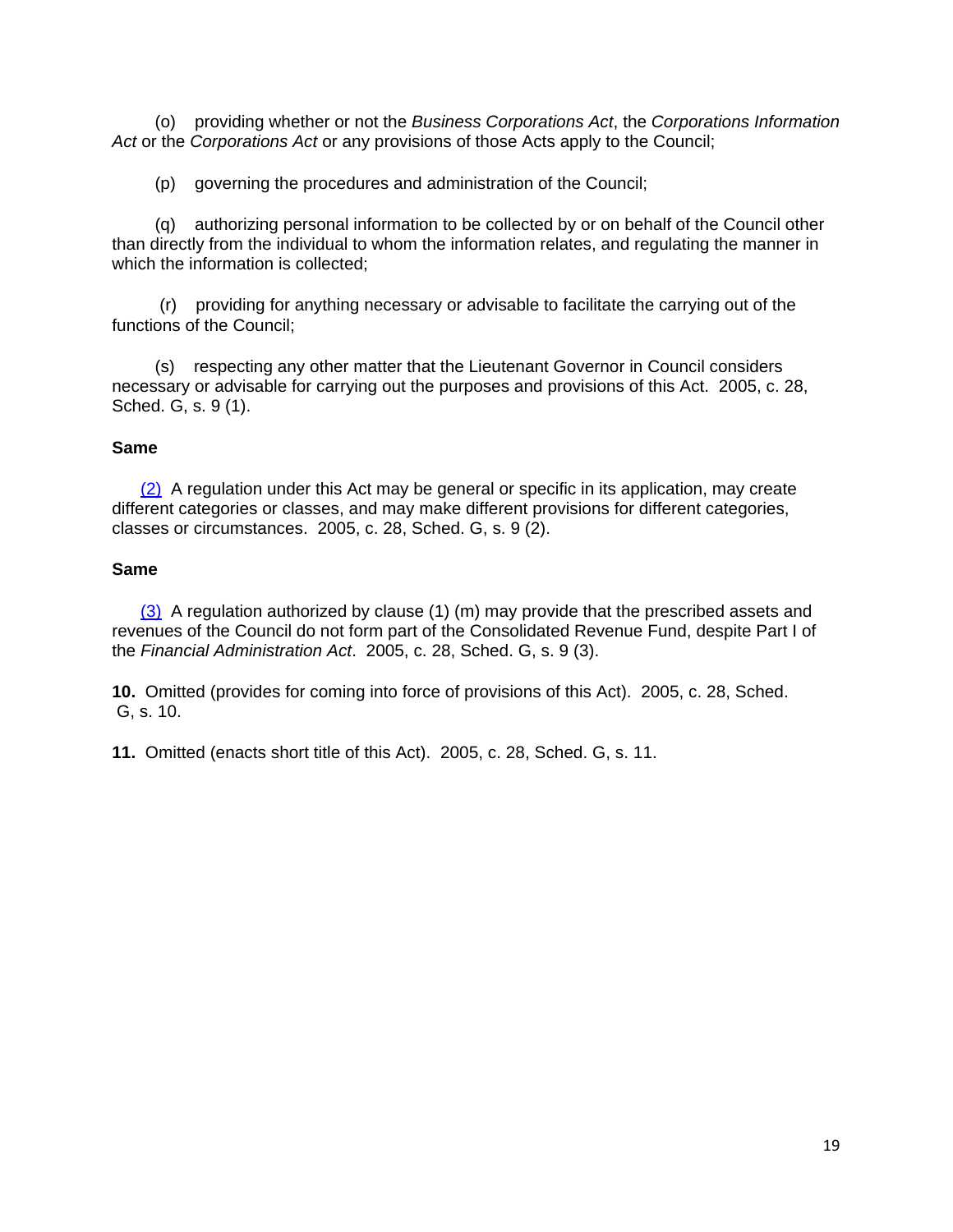(o) providing whether or not the *Business Corporations Act*, the *Corporations Information Act* or the *Corporations Act* or any provisions of those Acts apply to the Council;

(p) governing the procedures and administration of the Council;

(q) authorizing personal information to be collected by or on behalf of the Council other than directly from the individual to whom the information relates, and regulating the manner in which the information is collected;

(r) providing for anything necessary or advisable to facilitate the carrying out of the functions of the Council;

(s) respecting any other matter that the Lieutenant Governor in Council considers necessary or advisable for carrying out the purposes and provisions of this Act. 2005, c. 28, Sched. G, s. 9 (1).

**Same**

(2) A regulation under this Act may be general or specific in its application, may create different categories or classes, and may make different provisions for different categories, classes or circumstances. 2005, c. 28, Sched. G, s. 9 (2).

**Same**

(3) A regulation authorized by clause (1) (m) may provide that the prescribed assets and revenues of the Council do not form part of the Consolidated Revenue Fund, despite Part I of the *Financial Administration Act*. 2005, c. 28, Sched. G, s. 9 (3).

**10.** Omitted (provides for coming into force of provisions of this Act). 2005, c. 28, Sched. G, s. 10.

**11.** Omitted (enacts short title of this Act). 2005, c. 28, Sched. G, s. 11.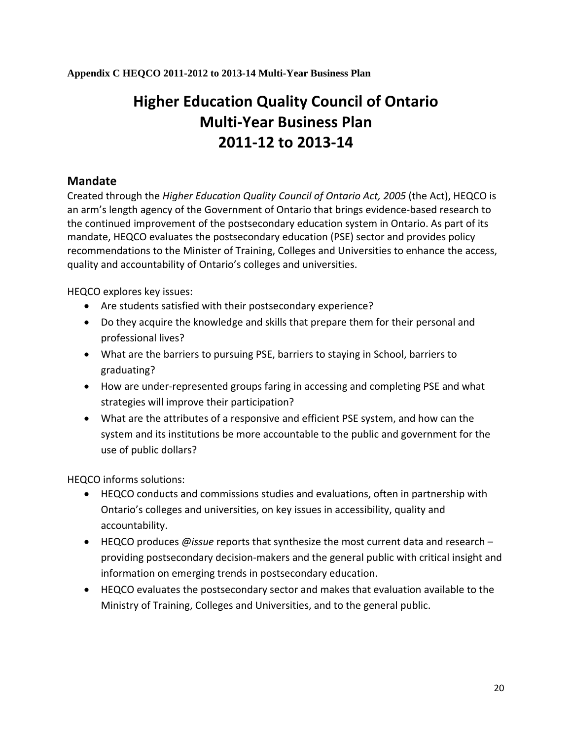**Appendix C HEQCO 2011-2012 to 2013-14 Multi-Year Business Plan**

# Higher Education Quality Council of Ontario
# Multi-Year Business Plan
# 2011-12 to 2013-14

## Mandate

Created through the *Higher Education Quality Council of Ontario Act, 2005* (the Act), HEQCO is an arm's length agency of the Government of Ontario that brings evidence-based research to the continued improvement of the postsecondary education system in Ontario. As part of its mandate, HEQCO evaluates the postsecondary education (PSE) sector and provides policy recommendations to the Minister of Training, Colleges and Universities to enhance the access, quality and accountability of Ontario's colleges and universities.

HEQCO explores key issues:

- Are students satisfied with their postsecondary experience?
- Do they acquire the knowledge and skills that prepare them for their personal and professional lives?
- What are the barriers to pursuing PSE, barriers to staying in School, barriers to graduating?
- How are under-represented groups faring in accessing and completing PSE and what strategies will improve their participation?
- What are the attributes of a responsive and efficient PSE system, and how can the system and its institutions be more accountable to the public and government for the use of public dollars?

HEQCO informs solutions:

- HEQCO conducts and commissions studies and evaluations, often in partnership with Ontario's colleges and universities, on key issues in accessibility, quality and accountability.
- HEQCO produces *@issue* reports that synthesize the most current data and research – providing postsecondary decision-makers and the general public with critical insight and information on emerging trends in postsecondary education.
- HEQCO evaluates the postsecondary sector and makes that evaluation available to the Ministry of Training, Colleges and Universities, and to the general public.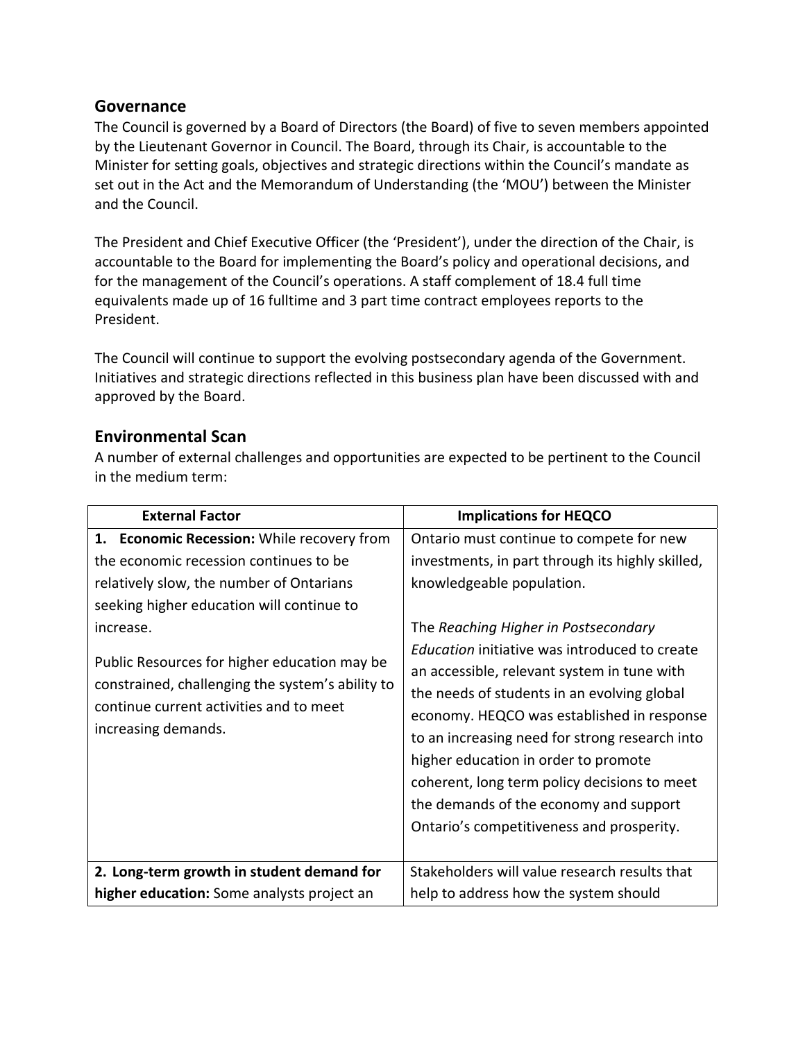## Governance

The Council is governed by a Board of Directors (the Board) of five to seven members appointed by the Lieutenant Governor in Council. The Board, through its Chair, is accountable to the Minister for setting goals, objectives and strategic directions within the Council's mandate as set out in the Act and the Memorandum of Understanding (the 'MOU') between the Minister and the Council.

The President and Chief Executive Officer (the 'President'), under the direction of the Chair, is accountable to the Board for implementing the Board's policy and operational decisions, and for the management of the Council's operations. A staff complement of 18.4 full time equivalents made up of 16 fulltime and 3 part time contract employees reports to the President.

The Council will continue to support the evolving postsecondary agenda of the Government. Initiatives and strategic directions reflected in this business plan have been discussed with and approved by the Board.

## Environmental Scan

A number of external challenges and opportunities are expected to be pertinent to the Council in the medium term:

| External Factor | Implications for HEQCO |
|---|---|
| **1. Economic Recession:** While recovery from the economic recession continues to be relatively slow, the number of Ontarians seeking higher education will continue to increase.<br><br>Public Resources for higher education may be constrained, challenging the system's ability to continue current activities and to meet increasing demands. | Ontario must continue to compete for new investments, in part through its highly skilled, knowledgeable population.<br><br>The *Reaching Higher in Postsecondary Education* initiative was introduced to create an accessible, relevant system in tune with the needs of students in an evolving global economy. HEQCO was established in response to an increasing need for strong research into higher education in order to promote coherent, long term policy decisions to meet the demands of the economy and support Ontario's competitiveness and prosperity. |
| **2. Long-term growth in student demand for higher education:** Some analysts project an | Stakeholders will value research results that help to address how the system should |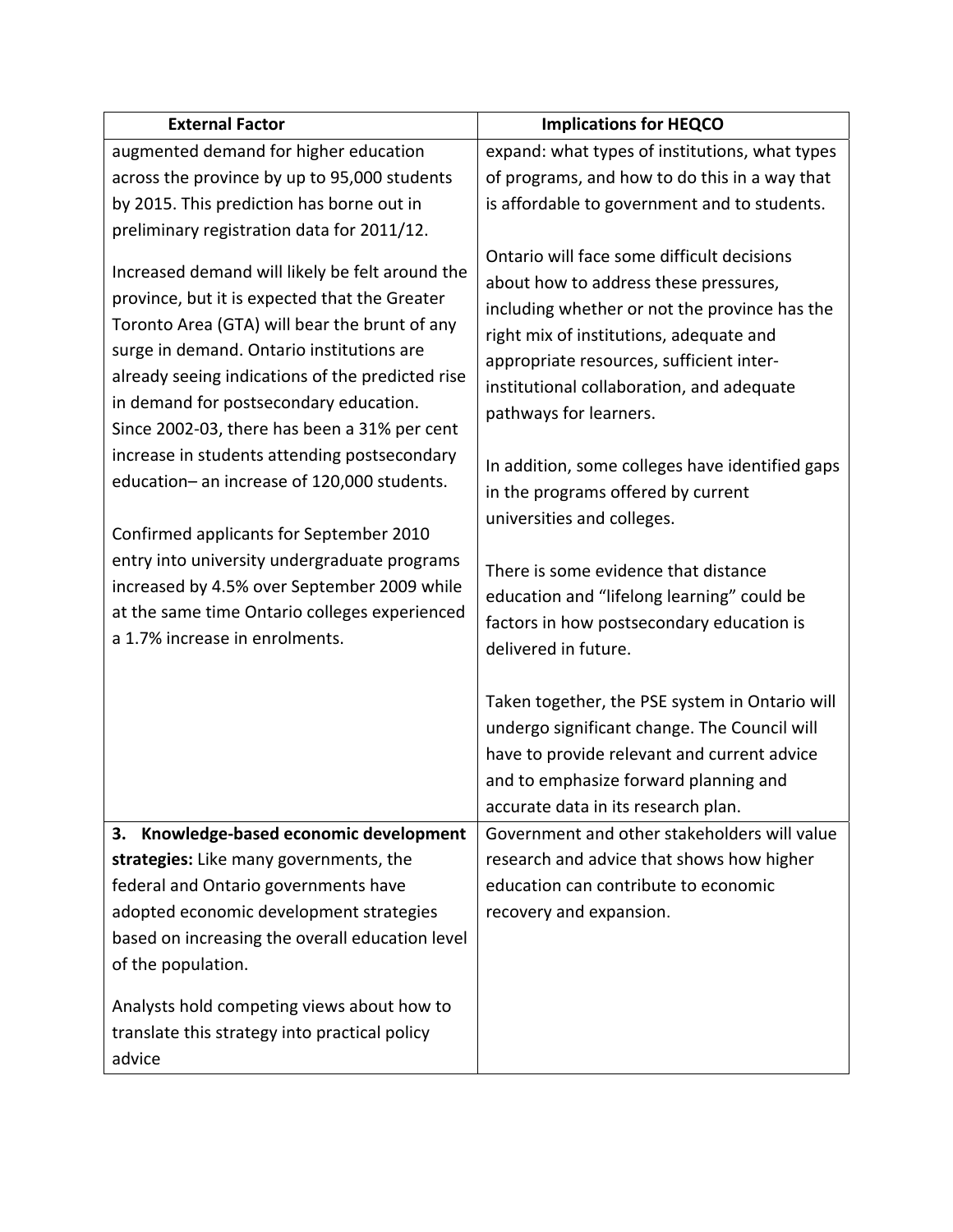| External Factor | Implications for HEQCO |
|---|---|
| augmented demand for higher education across the province by up to 95,000 students by 2015. This prediction has borne out in preliminary registration data for 2011/12.<br><br>Increased demand will likely be felt around the province, but it is expected that the Greater Toronto Area (GTA) will bear the brunt of any surge in demand. Ontario institutions are already seeing indications of the predicted rise in demand for postsecondary education. Since 2002-03, there has been a 31% per cent increase in students attending postsecondary education– an increase of 120,000 students.<br><br>Confirmed applicants for September 2010 entry into university undergraduate programs increased by 4.5% over September 2009 while at the same time Ontario colleges experienced a 1.7% increase in enrolments. | expand: what types of institutions, what types of programs, and how to do this in a way that is affordable to government and to students.<br><br>Ontario will face some difficult decisions about how to address these pressures, including whether or not the province has the right mix of institutions, adequate and appropriate resources, sufficient inter-institutional collaboration, and adequate pathways for learners.<br><br>In addition, some colleges have identified gaps in the programs offered by current universities and colleges.<br><br>There is some evidence that distance education and "lifelong learning" could be factors in how postsecondary education is delivered in future.<br><br>Taken together, the PSE system in Ontario will undergo significant change. The Council will have to provide relevant and current advice and to emphasize forward planning and accurate data in its research plan. |
| **3. Knowledge-based economic development strategies:** Like many governments, the federal and Ontario governments have adopted economic development strategies based on increasing the overall education level of the population.<br><br>Analysts hold competing views about how to translate this strategy into practical policy advice | Government and other stakeholders will value research and advice that shows how higher education can contribute to economic recovery and expansion. |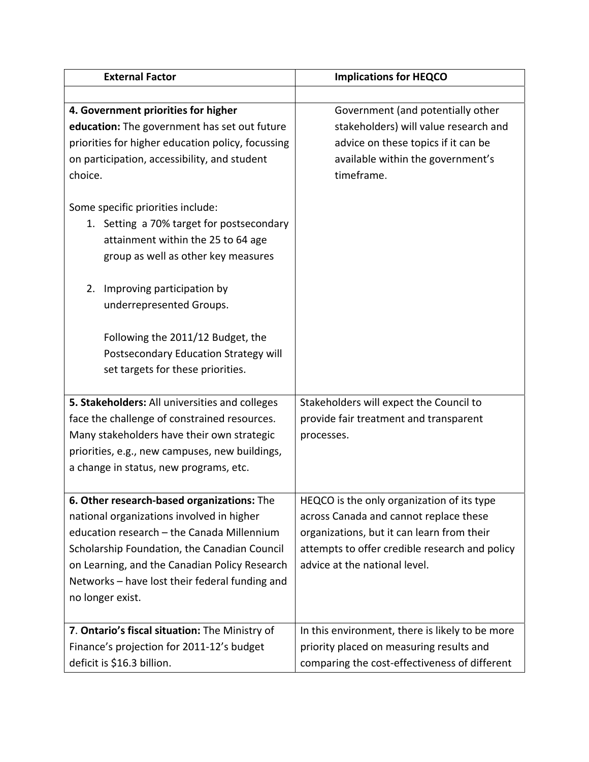| External Factor | Implications for HEQCO |
| --- | --- |
| | |
| **4. Government priorities for higher education:** The government has set out future priorities for higher education policy, focussing on participation, accessibility, and student choice.<br><br>Some specific priorities include:<br>1. Setting a 70% target for postsecondary attainment within the 25 to 64 age group as well as other key measures<br>2. Improving participation by underrepresented Groups.<br><br>Following the 2011/12 Budget, the Postsecondary Education Strategy will set targets for these priorities. | Government (and potentially other stakeholders) will value research and advice on these topics if it can be available within the government's timeframe. |
| **5. Stakeholders:** All universities and colleges face the challenge of constrained resources. Many stakeholders have their own strategic priorities, e.g., new campuses, new buildings, a change in status, new programs, etc. | Stakeholders will expect the Council to provide fair treatment and transparent processes. |
| **6. Other research-based organizations:** The national organizations involved in higher education research – the Canada Millennium Scholarship Foundation, the Canadian Council on Learning, and the Canadian Policy Research Networks – have lost their federal funding and no longer exist. | HEQCO is the only organization of its type across Canada and cannot replace these organizations, but it can learn from their attempts to offer credible research and policy advice at the national level. |
| **7. Ontario's fiscal situation:** The Ministry of Finance's projection for 2011-12's budget deficit is $16.3 billion. | In this environment, there is likely to be more priority placed on measuring results and comparing the cost-effectiveness of different |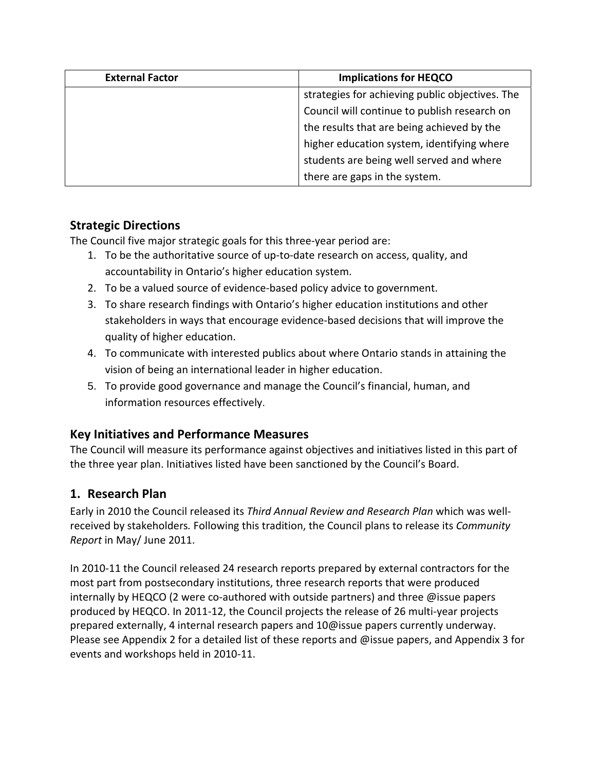| External Factor | Implications for HEQCO |
|---|---|
| | strategies for achieving public objectives. The Council will continue to publish research on the results that are being achieved by the higher education system, identifying where students are being well served and where there are gaps in the system. |

## Strategic Directions

The Council five major strategic goals for this three-year period are:

1. To be the authoritative source of up-to-date research on access, quality, and accountability in Ontario's higher education system.
2. To be a valued source of evidence-based policy advice to government.
3. To share research findings with Ontario's higher education institutions and other stakeholders in ways that encourage evidence-based decisions that will improve the quality of higher education.
4. To communicate with interested publics about where Ontario stands in attaining the vision of being an international leader in higher education.
5. To provide good governance and manage the Council's financial, human, and information resources effectively.

## Key Initiatives and Performance Measures

The Council will measure its performance against objectives and initiatives listed in this part of the three year plan. Initiatives listed have been sanctioned by the Council's Board.

## 1. Research Plan

Early in 2010 the Council released its *Third Annual Review and Research Plan* which was well-received by stakeholders. Following this tradition, the Council plans to release its *Community Report* in May/ June 2011.

In 2010-11 the Council released 24 research reports prepared by external contractors for the most part from postsecondary institutions, three research reports that were produced internally by HEQCO (2 were co-authored with outside partners) and three @issue papers produced by HEQCO. In 2011-12, the Council projects the release of 26 multi-year projects prepared externally, 4 internal research papers and 10@issue papers currently underway. Please see Appendix 2 for a detailed list of these reports and @issue papers, and Appendix 3 for events and workshops held in 2010-11.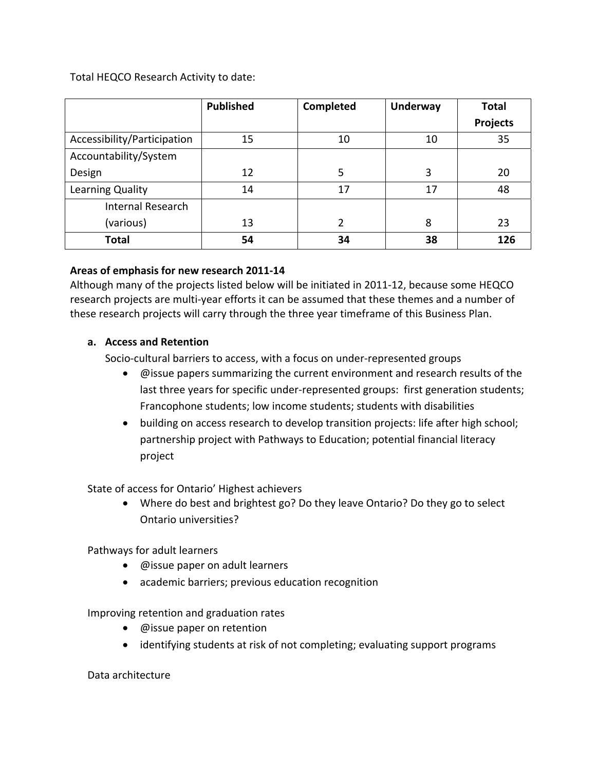Total HEQCO Research Activity to date:

| | Published | Completed | Underway | Total Projects |
|---|---|---|---|---|
| Accessibility/Participation | 15 | 10 | 10 | 35 |
| Accountability/System Design | 12 | 5 | 3 | 20 |
| Learning Quality | 14 | 17 | 17 | 48 |
| Internal Research (various) | 13 | 2 | 8 | 23 |
| **Total** | **54** | **34** | **38** | **126** |

**Areas of emphasis for new research 2011-14**

Although many of the projects listed below will be initiated in 2011-12, because some HEQCO research projects are multi-year efforts it can be assumed that these themes and a number of these research projects will carry through the three year timeframe of this Business Plan.

**a. Access and Retention**

Socio-cultural barriers to access, with a focus on under-represented groups

- @issue papers summarizing the current environment and research results of the last three years for specific under-represented groups: first generation students; Francophone students; low income students; students with disabilities
- building on access research to develop transition projects: life after high school; partnership project with Pathways to Education; potential financial literacy project

State of access for Ontario' Highest achievers

- Where do best and brightest go? Do they leave Ontario? Do they go to select Ontario universities?

Pathways for adult learners

- @issue paper on adult learners
- academic barriers; previous education recognition

Improving retention and graduation rates

- @issue paper on retention
- identifying students at risk of not completing; evaluating support programs

Data architecture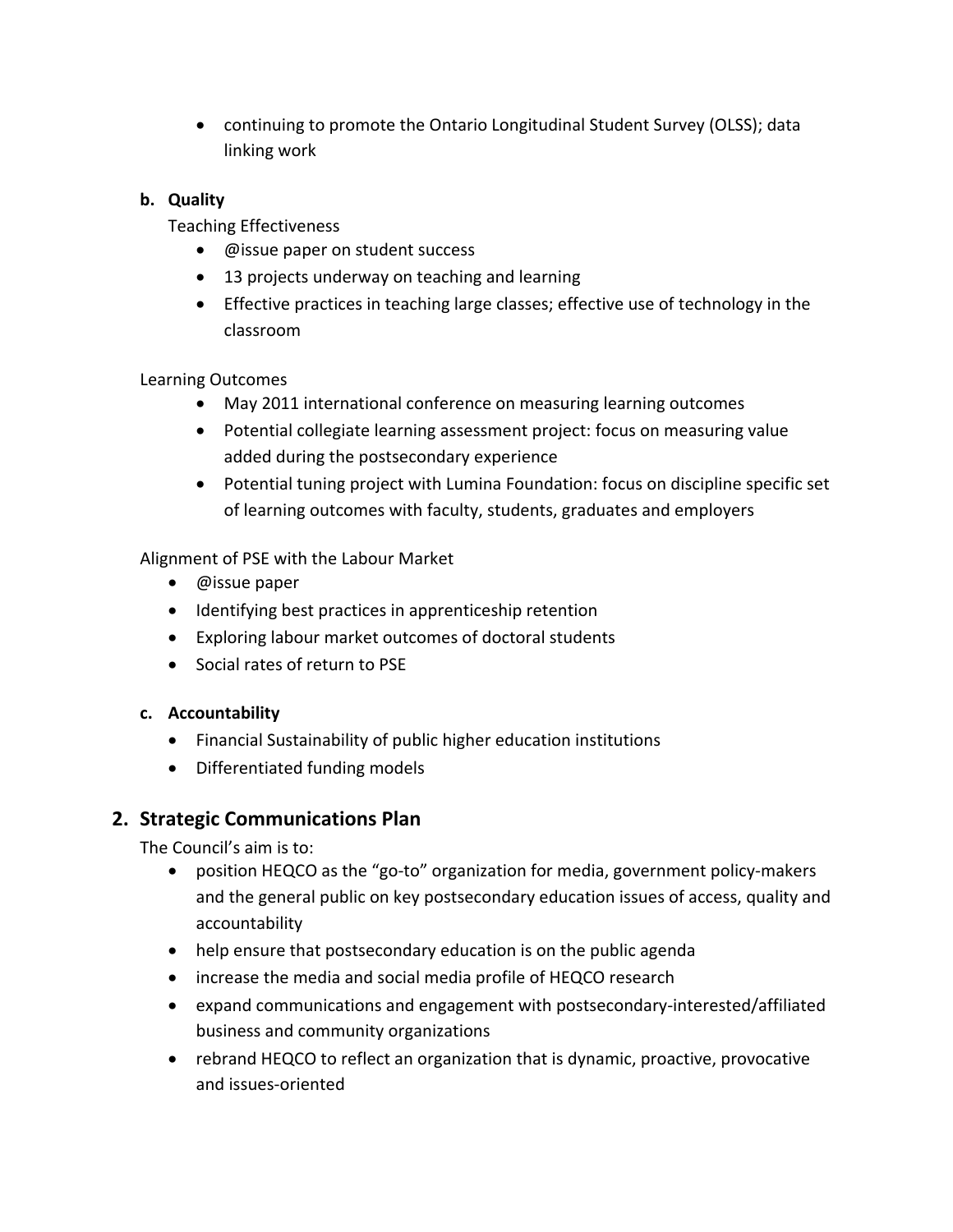- continuing to promote the Ontario Longitudinal Student Survey (OLSS); data linking work

**b. Quality**

Teaching Effectiveness

- @issue paper on student success
- 13 projects underway on teaching and learning
- Effective practices in teaching large classes; effective use of technology in the classroom

Learning Outcomes

- May 2011 international conference on measuring learning outcomes
- Potential collegiate learning assessment project: focus on measuring value added during the postsecondary experience
- Potential tuning project with Lumina Foundation: focus on discipline specific set of learning outcomes with faculty, students, graduates and employers

Alignment of PSE with the Labour Market

- @issue paper
- Identifying best practices in apprenticeship retention
- Exploring labour market outcomes of doctoral students
- Social rates of return to PSE

**c. Accountability**

- Financial Sustainability of public higher education institutions
- Differentiated funding models

## 2. Strategic Communications Plan

The Council's aim is to:

- position HEQCO as the "go-to" organization for media, government policy-makers and the general public on key postsecondary education issues of access, quality and accountability
- help ensure that postsecondary education is on the public agenda
- increase the media and social media profile of HEQCO research
- expand communications and engagement with postsecondary-interested/affiliated business and community organizations
- rebrand HEQCO to reflect an organization that is dynamic, proactive, provocative and issues-oriented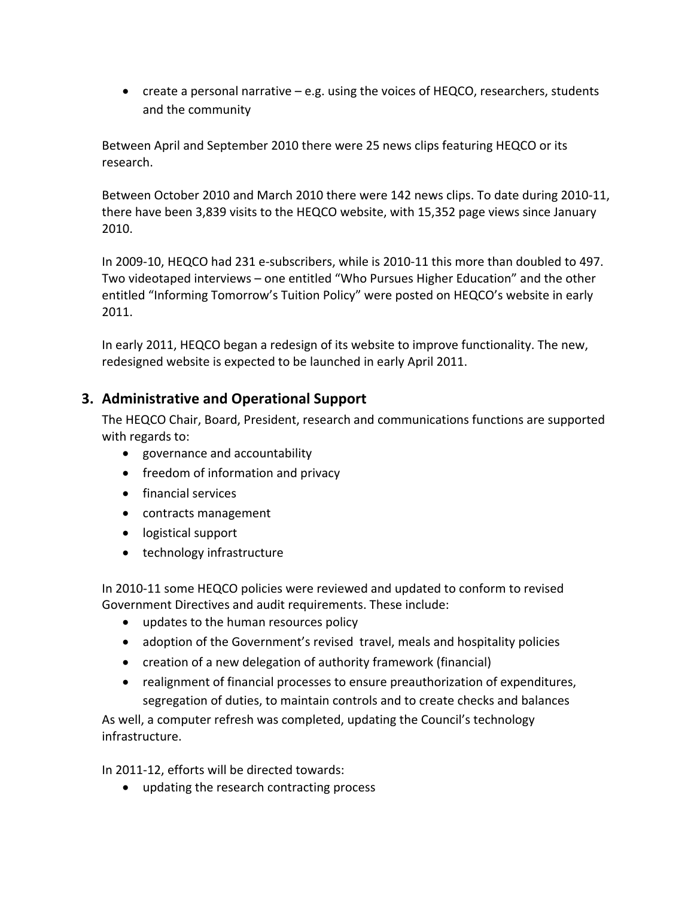- create a personal narrative – e.g. using the voices of HEQCO, researchers, students and the community

Between April and September 2010 there were 25 news clips featuring HEQCO or its research.

Between October 2010 and March 2010 there were 142 news clips. To date during 2010-11, there have been 3,839 visits to the HEQCO website, with 15,352 page views since January 2010.

In 2009-10, HEQCO had 231 e-subscribers, while is 2010-11 this more than doubled to 497. Two videotaped interviews – one entitled "Who Pursues Higher Education" and the other entitled "Informing Tomorrow's Tuition Policy" were posted on HEQCO's website in early 2011.

In early 2011, HEQCO began a redesign of its website to improve functionality. The new, redesigned website is expected to be launched in early April 2011.

## 3. Administrative and Operational Support

The HEQCO Chair, Board, President, research and communications functions are supported with regards to:

- governance and accountability
- freedom of information and privacy
- financial services
- contracts management
- logistical support
- technology infrastructure

In 2010-11 some HEQCO policies were reviewed and updated to conform to revised Government Directives and audit requirements. These include:

- updates to the human resources policy
- adoption of the Government's revised travel, meals and hospitality policies
- creation of a new delegation of authority framework (financial)
- realignment of financial processes to ensure preauthorization of expenditures, segregation of duties, to maintain controls and to create checks and balances

As well, a computer refresh was completed, updating the Council's technology infrastructure.

In 2011-12, efforts will be directed towards:

- updating the research contracting process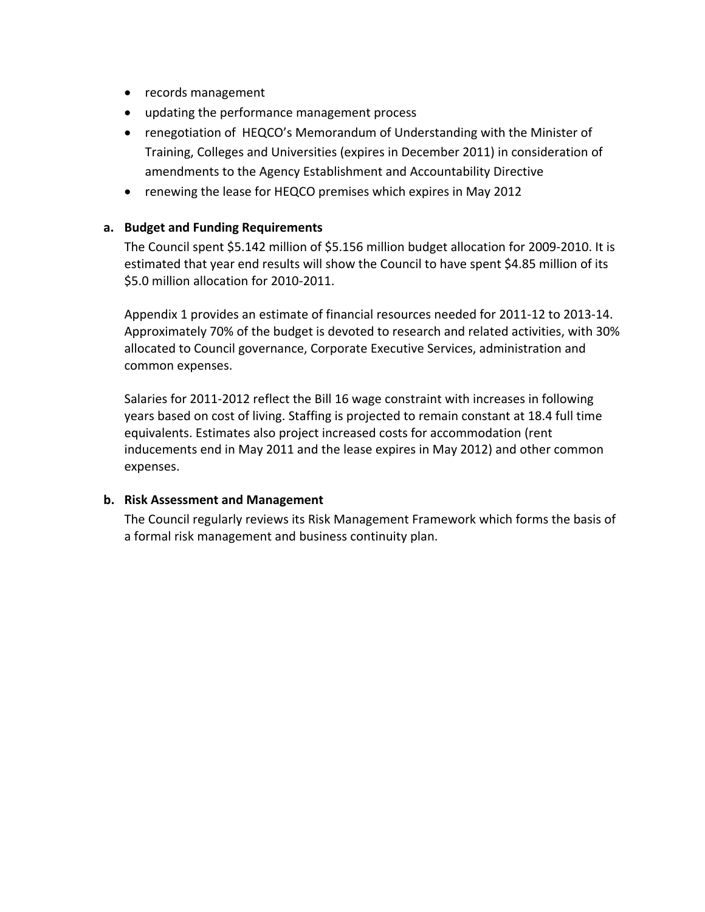- records management
- updating the performance management process
- renegotiation of HEQCO's Memorandum of Understanding with the Minister of Training, Colleges and Universities (expires in December 2011) in consideration of amendments to the Agency Establishment and Accountability Directive
- renewing the lease for HEQCO premises which expires in May 2012

**a. Budget and Funding Requirements**

The Council spent $5.142 million of $5.156 million budget allocation for 2009-2010. It is estimated that year end results will show the Council to have spent $4.85 million of its $5.0 million allocation for 2010-2011.

Appendix 1 provides an estimate of financial resources needed for 2011-12 to 2013-14. Approximately 70% of the budget is devoted to research and related activities, with 30% allocated to Council governance, Corporate Executive Services, administration and common expenses.

Salaries for 2011-2012 reflect the Bill 16 wage constraint with increases in following years based on cost of living. Staffing is projected to remain constant at 18.4 full time equivalents. Estimates also project increased costs for accommodation (rent inducements end in May 2011 and the lease expires in May 2012) and other common expenses.

**b. Risk Assessment and Management**

The Council regularly reviews its Risk Management Framework which forms the basis of a formal risk management and business continuity plan.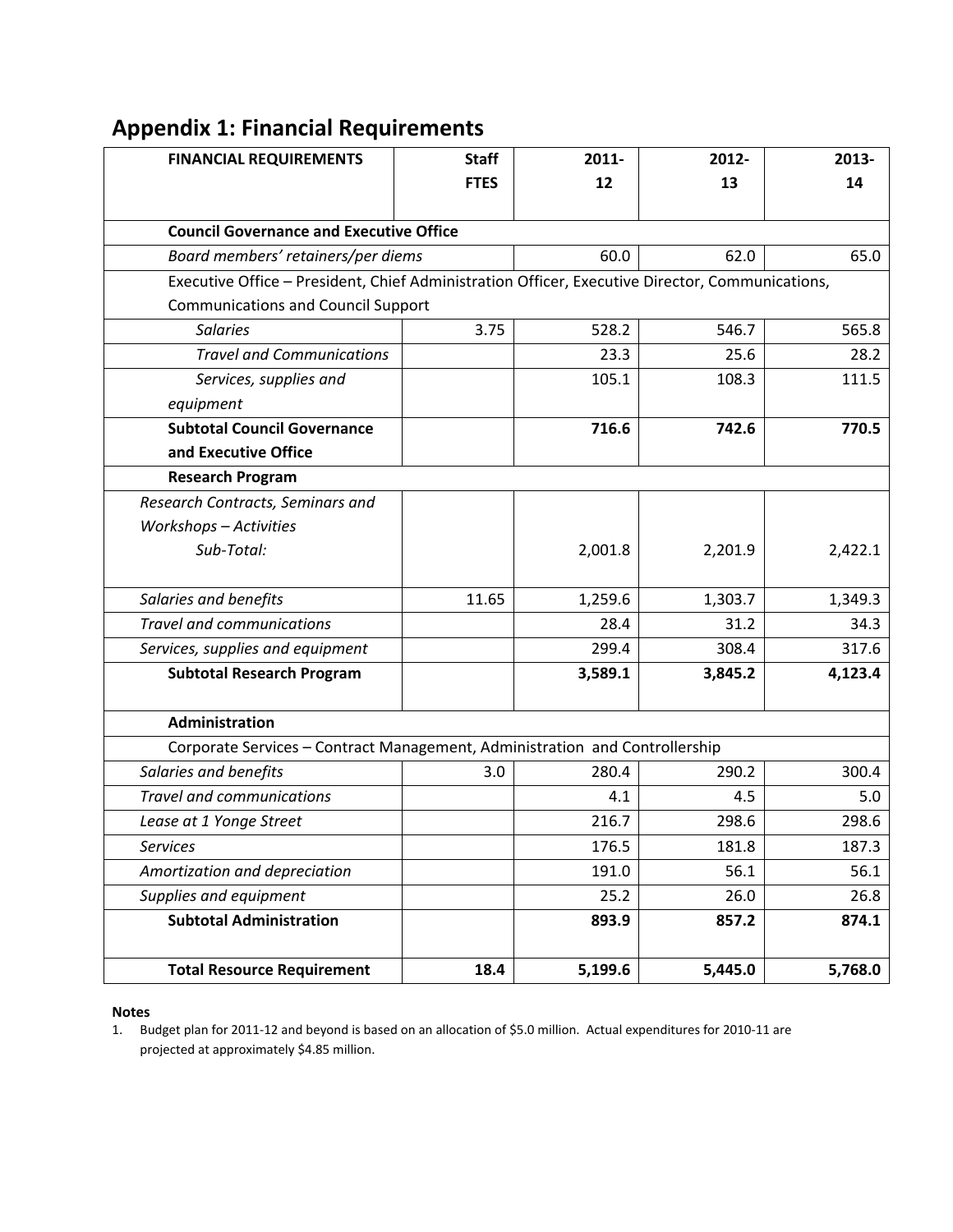## Appendix 1: Financial Requirements

| FINANCIAL REQUIREMENTS | Staff FTES | 2011-12 | 2012-13 | 2013-14 |
|---|---|---|---|---|
| **Council Governance and Executive Office** | | | | |
| *Board members' retainers/per diems* | | 60.0 | 62.0 | 65.0 |
| Executive Office – President, Chief Administration Officer, Executive Director, Communications, Communications and Council Support | | | | |
| *Salaries* | 3.75 | 528.2 | 546.7 | 565.8 |
| *Travel and Communications* | | 23.3 | 25.6 | 28.2 |
| *Services, supplies and equipment* | | 105.1 | 108.3 | 111.5 |
| **Subtotal Council Governance and Executive Office** | | **716.6** | **742.6** | **770.5** |
| **Research Program** | | | | |
| *Research Contracts, Seminars and Workshops – Activities Sub-Total:* | | 2,001.8 | 2,201.9 | 2,422.1 |
| *Salaries and benefits* | 11.65 | 1,259.6 | 1,303.7 | 1,349.3 |
| *Travel and communications* | | 28.4 | 31.2 | 34.3 |
| *Services, supplies and equipment* | | 299.4 | 308.4 | 317.6 |
| **Subtotal Research Program** | | **3,589.1** | **3,845.2** | **4,123.4** |
| **Administration** | | | | |
| Corporate Services – Contract Management, Administration and Controllership | | | | |
| *Salaries and benefits* | 3.0 | 280.4 | 290.2 | 300.4 |
| *Travel and communications* | | 4.1 | 4.5 | 5.0 |
| *Lease at 1 Yonge Street* | | 216.7 | 298.6 | 298.6 |
| *Services* | | 176.5 | 181.8 | 187.3 |
| *Amortization and depreciation* | | 191.0 | 56.1 | 56.1 |
| *Supplies and equipment* | | 25.2 | 26.0 | 26.8 |
| **Subtotal Administration** | | **893.9** | **857.2** | **874.1** |
| **Total Resource Requirement** | **18.4** | **5,199.6** | **5,445.0** | **5,768.0** |

**Notes**

1. Budget plan for 2011-12 and beyond is based on an allocation of $5.0 million. Actual expenditures for 2010-11 are projected at approximately $4.85 million.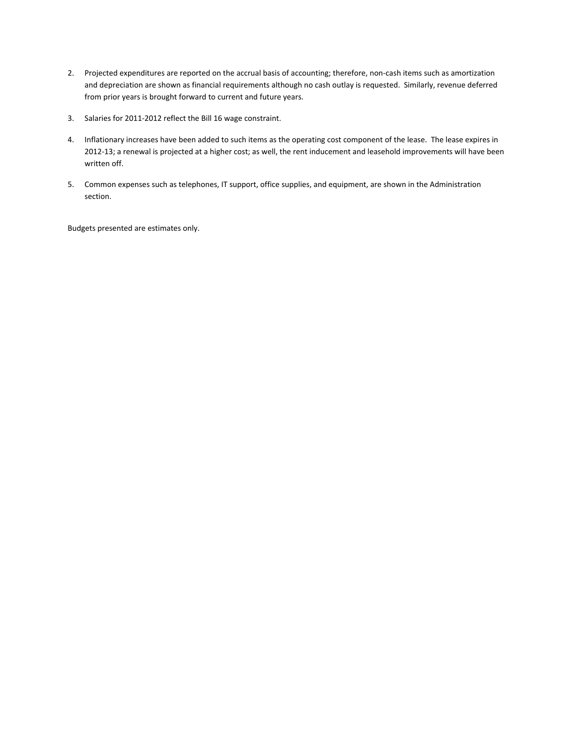2. Projected expenditures are reported on the accrual basis of accounting; therefore, non-cash items such as amortization and depreciation are shown as financial requirements although no cash outlay is requested. Similarly, revenue deferred from prior years is brought forward to current and future years.

3. Salaries for 2011-2012 reflect the Bill 16 wage constraint.

4. Inflationary increases have been added to such items as the operating cost component of the lease. The lease expires in 2012-13; a renewal is projected at a higher cost; as well, the rent inducement and leasehold improvements will have been written off.

5. Common expenses such as telephones, IT support, office supplies, and equipment, are shown in the Administration section.

Budgets presented are estimates only.